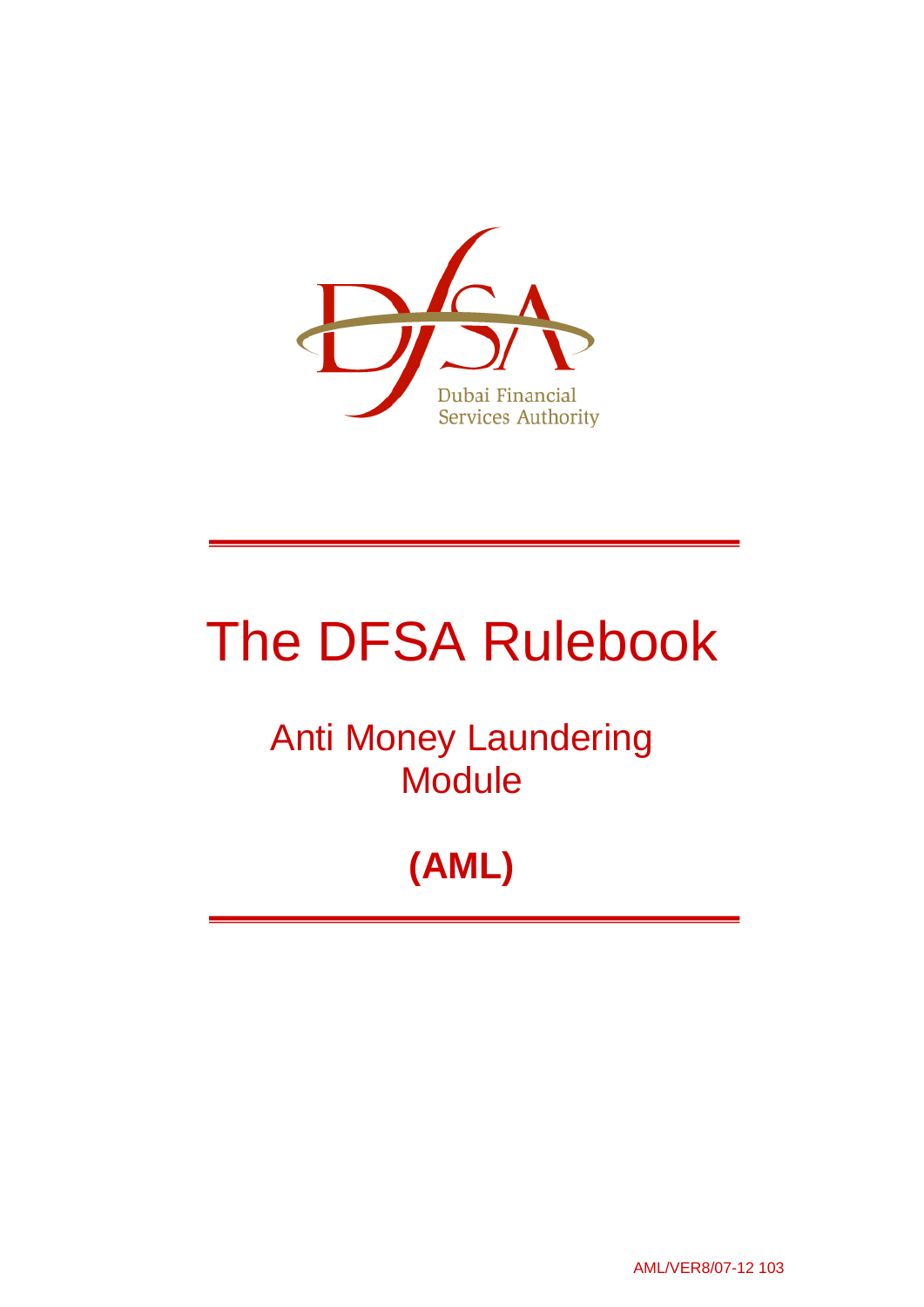Dubai Financial Services Authority

# The DFSA Rulebook

## Anti Money Laundering Module

## (AML)

AML/VER8/07-12 103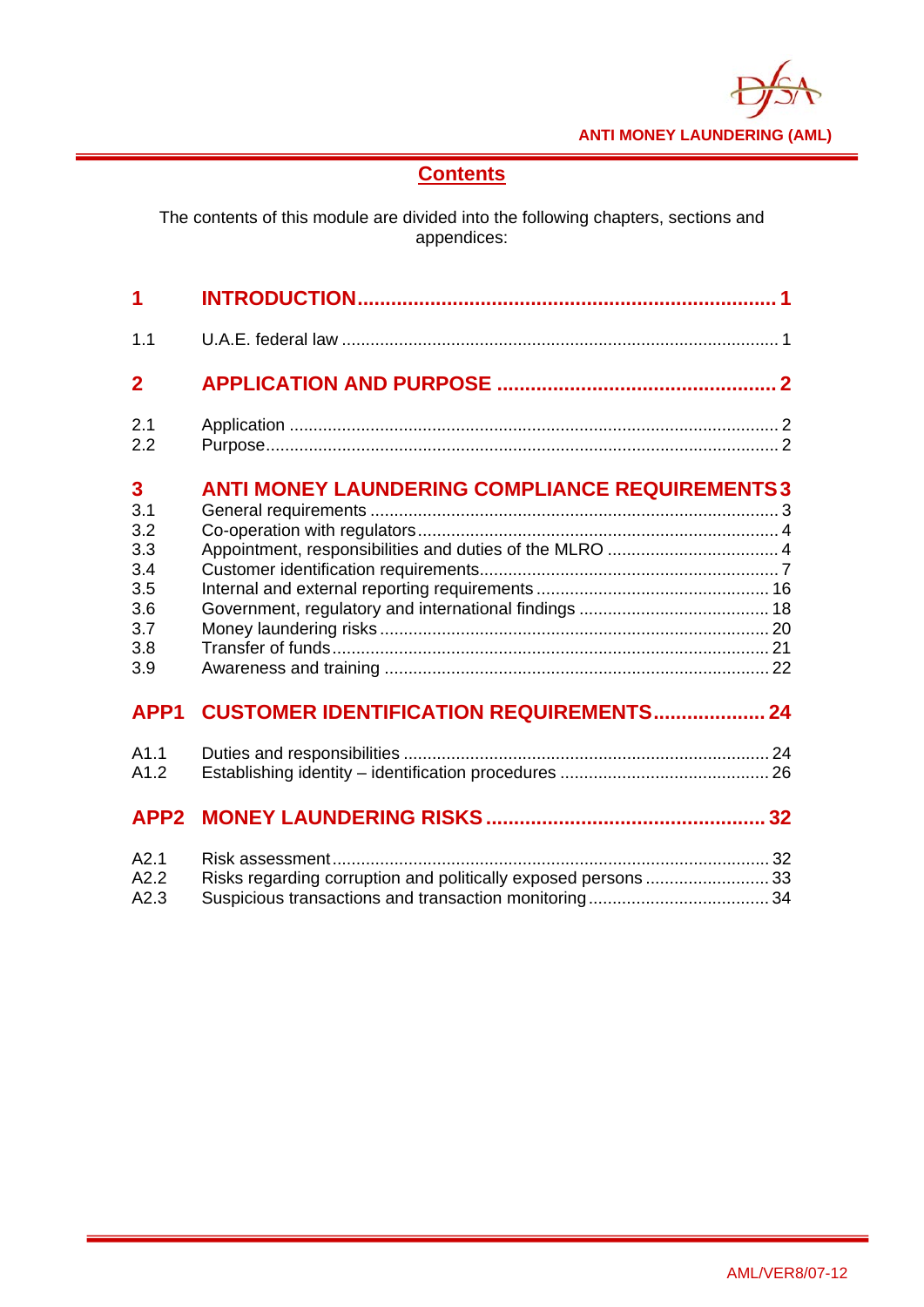## Contents

The contents of this module are divided into the following chapters, sections and appendices:

| | | |
|---|---|---|
| **1** | **INTRODUCTION** | **1** |
| 1.1 | U.A.E. federal law | 1 |
| **2** | **APPLICATION AND PURPOSE** | **2** |
| 2.1 | Application | 2 |
| 2.2 | Purpose | 2 |
| **3** | **ANTI MONEY LAUNDERING COMPLIANCE REQUIREMENTS** | **3** |
| 3.1 | General requirements | 3 |
| 3.2 | Co-operation with regulators | 4 |
| 3.3 | Appointment, responsibilities and duties of the MLRO | 4 |
| 3.4 | Customer identification requirements | 7 |
| 3.5 | Internal and external reporting requirements | 16 |
| 3.6 | Government, regulatory and international findings | 18 |
| 3.7 | Money laundering risks | 20 |
| 3.8 | Transfer of funds | 21 |
| 3.9 | Awareness and training | 22 |
| **APP1** | **CUSTOMER IDENTIFICATION REQUIREMENTS** | **24** |
| A1.1 | Duties and responsibilities | 24 |
| A1.2 | Establishing identity – identification procedures | 26 |
| **APP2** | **MONEY LAUNDERING RISKS** | **32** |
| A2.1 | Risk assessment | 32 |
| A2.2 | Risks regarding corruption and politically exposed persons | 33 |
| A2.3 | Suspicious transactions and transaction monitoring | 34 |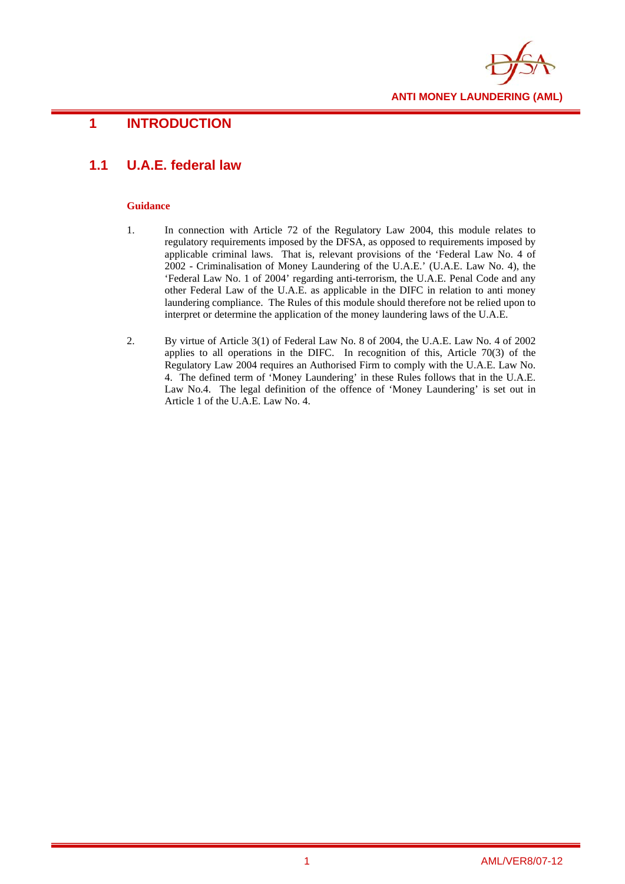# 1 INTRODUCTION

## 1.1 U.A.E. federal law

**Guidance**

1. In connection with Article 72 of the Regulatory Law 2004, this module relates to regulatory requirements imposed by the DFSA, as opposed to requirements imposed by applicable criminal laws. That is, relevant provisions of the 'Federal Law No. 4 of 2002 - Criminalisation of Money Laundering of the U.A.E.' (U.A.E. Law No. 4), the 'Federal Law No. 1 of 2004' regarding anti-terrorism, the U.A.E. Penal Code and any other Federal Law of the U.A.E. as applicable in the DIFC in relation to anti money laundering compliance. The Rules of this module should therefore not be relied upon to interpret or determine the application of the money laundering laws of the U.A.E.

2. By virtue of Article 3(1) of Federal Law No. 8 of 2004, the U.A.E. Law No. 4 of 2002 applies to all operations in the DIFC. In recognition of this, Article 70(3) of the Regulatory Law 2004 requires an Authorised Firm to comply with the U.A.E. Law No. 4. The defined term of 'Money Laundering' in these Rules follows that in the U.A.E. Law No.4. The legal definition of the offence of 'Money Laundering' is set out in Article 1 of the U.A.E. Law No. 4.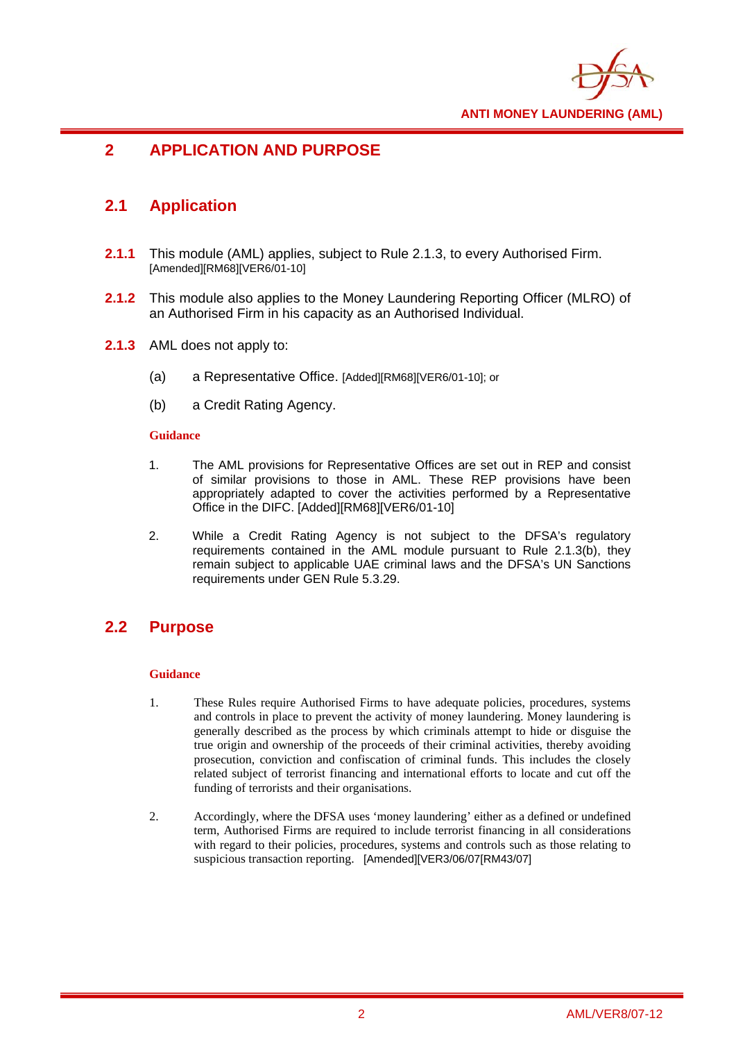## 2 APPLICATION AND PURPOSE

### 2.1 Application

**2.1.1** This module (AML) applies, subject to Rule 2.1.3, to every Authorised Firm. [Amended][RM68][VER6/01-10]

**2.1.2** This module also applies to the Money Laundering Reporting Officer (MLRO) of an Authorised Firm in his capacity as an Authorised Individual.

**2.1.3** AML does not apply to:

(a) a Representative Office. [Added][RM68][VER6/01-10]; or

(b) a Credit Rating Agency.

**Guidance**

1. The AML provisions for Representative Offices are set out in REP and consist of similar provisions to those in AML. These REP provisions have been appropriately adapted to cover the activities performed by a Representative Office in the DIFC. [Added][RM68][VER6/01-10]

2. While a Credit Rating Agency is not subject to the DFSA's regulatory requirements contained in the AML module pursuant to Rule 2.1.3(b), they remain subject to applicable UAE criminal laws and the DFSA's UN Sanctions requirements under GEN Rule 5.3.29.

### 2.2 Purpose

**Guidance**

1. These Rules require Authorised Firms to have adequate policies, procedures, systems and controls in place to prevent the activity of money laundering. Money laundering is generally described as the process by which criminals attempt to hide or disguise the true origin and ownership of the proceeds of their criminal activities, thereby avoiding prosecution, conviction and confiscation of criminal funds. This includes the closely related subject of terrorist financing and international efforts to locate and cut off the funding of terrorists and their organisations.

2. Accordingly, where the DFSA uses 'money laundering' either as a defined or undefined term, Authorised Firms are required to include terrorist financing in all considerations with regard to their policies, procedures, systems and controls such as those relating to suspicious transaction reporting. [Amended][VER3/06/07[RM43/07]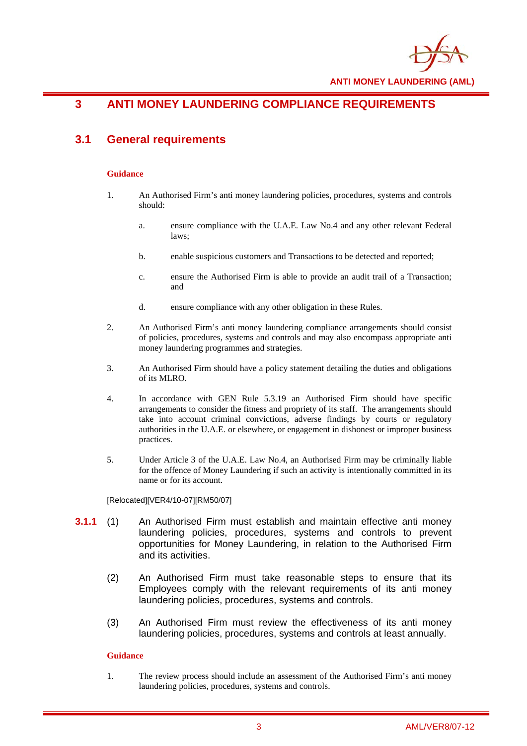# 3 ANTI MONEY LAUNDERING COMPLIANCE REQUIREMENTS

## 3.1 General requirements

**Guidance**

1. An Authorised Firm's anti money laundering policies, procedures, systems and controls should:

   a. ensure compliance with the U.A.E. Law No.4 and any other relevant Federal laws;

   b. enable suspicious customers and Transactions to be detected and reported;

   c. ensure the Authorised Firm is able to provide an audit trail of a Transaction; and

   d. ensure compliance with any other obligation in these Rules.

2. An Authorised Firm's anti money laundering compliance arrangements should consist of policies, procedures, systems and controls and may also encompass appropriate anti money laundering programmes and strategies.

3. An Authorised Firm should have a policy statement detailing the duties and obligations of its MLRO.

4. In accordance with GEN Rule 5.3.19 an Authorised Firm should have specific arrangements to consider the fitness and propriety of its staff. The arrangements should take into account criminal convictions, adverse findings by courts or regulatory authorities in the U.A.E. or elsewhere, or engagement in dishonest or improper business practices.

5. Under Article 3 of the U.A.E. Law No.4, an Authorised Firm may be criminally liable for the offence of Money Laundering if such an activity is intentionally committed in its name or for its account.

[Relocated][VER4/10-07][RM50/07]

**3.1.1** (1) An Authorised Firm must establish and maintain effective anti money laundering policies, procedures, systems and controls to prevent opportunities for Money Laundering, in relation to the Authorised Firm and its activities.

(2) An Authorised Firm must take reasonable steps to ensure that its Employees comply with the relevant requirements of its anti money laundering policies, procedures, systems and controls.

(3) An Authorised Firm must review the effectiveness of its anti money laundering policies, procedures, systems and controls at least annually.

**Guidance**

1. The review process should include an assessment of the Authorised Firm's anti money laundering policies, procedures, systems and controls.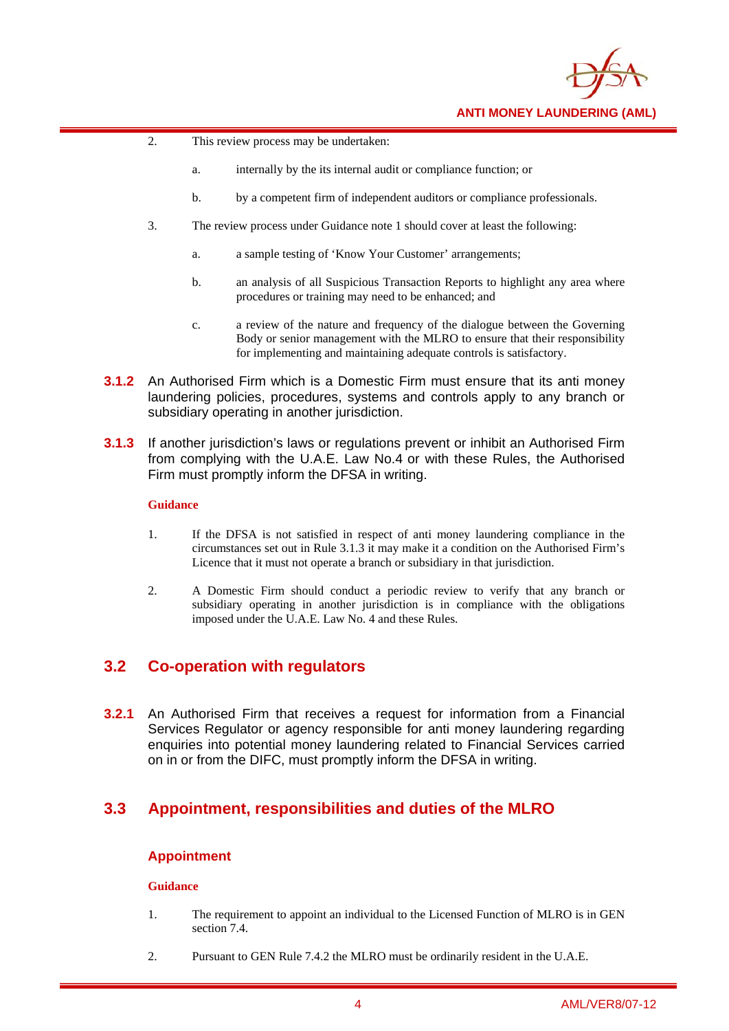2. This review process may be undertaken:

   a. internally by the its internal audit or compliance function; or

   b. by a competent firm of independent auditors or compliance professionals.

3. The review process under Guidance note 1 should cover at least the following:

   a. a sample testing of 'Know Your Customer' arrangements;

   b. an analysis of all Suspicious Transaction Reports to highlight any area where procedures or training may need to be enhanced; and

   c. a review of the nature and frequency of the dialogue between the Governing Body or senior management with the MLRO to ensure that their responsibility for implementing and maintaining adequate controls is satisfactory.

**3.1.2** An Authorised Firm which is a Domestic Firm must ensure that its anti money laundering policies, procedures, systems and controls apply to any branch or subsidiary operating in another jurisdiction.

**3.1.3** If another jurisdiction's laws or regulations prevent or inhibit an Authorised Firm from complying with the U.A.E. Law No.4 or with these Rules, the Authorised Firm must promptly inform the DFSA in writing.

**Guidance**

1. If the DFSA is not satisfied in respect of anti money laundering compliance in the circumstances set out in Rule 3.1.3 it may make it a condition on the Authorised Firm's Licence that it must not operate a branch or subsidiary in that jurisdiction.

2. A Domestic Firm should conduct a periodic review to verify that any branch or subsidiary operating in another jurisdiction is in compliance with the obligations imposed under the U.A.E. Law No. 4 and these Rules.

## 3.2 Co-operation with regulators

**3.2.1** An Authorised Firm that receives a request for information from a Financial Services Regulator or agency responsible for anti money laundering regarding enquiries into potential money laundering related to Financial Services carried on in or from the DIFC, must promptly inform the DFSA in writing.

## 3.3 Appointment, responsibilities and duties of the MLRO

### Appointment

**Guidance**

1. The requirement to appoint an individual to the Licensed Function of MLRO is in GEN section 7.4.

2. Pursuant to GEN Rule 7.4.2 the MLRO must be ordinarily resident in the U.A.E.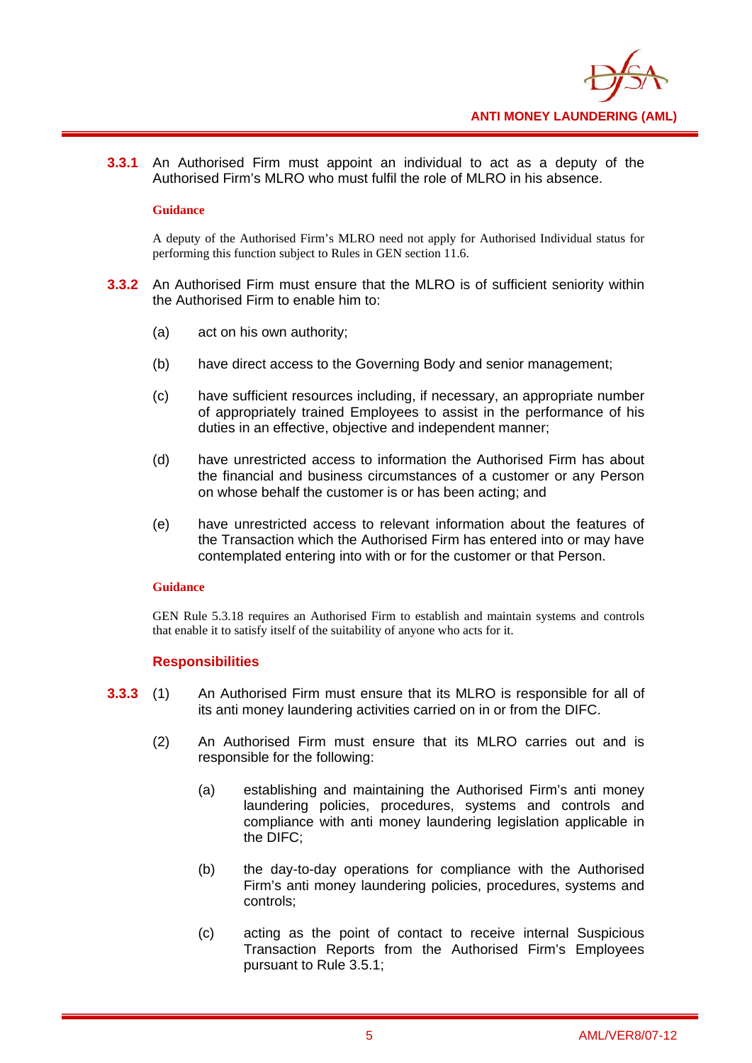**3.3.1** An Authorised Firm must appoint an individual to act as a deputy of the Authorised Firm's MLRO who must fulfil the role of MLRO in his absence.

**Guidance**

A deputy of the Authorised Firm's MLRO need not apply for Authorised Individual status for performing this function subject to Rules in GEN section 11.6.

**3.3.2** An Authorised Firm must ensure that the MLRO is of sufficient seniority within the Authorised Firm to enable him to:

(a) act on his own authority;

(b) have direct access to the Governing Body and senior management;

(c) have sufficient resources including, if necessary, an appropriate number of appropriately trained Employees to assist in the performance of his duties in an effective, objective and independent manner;

(d) have unrestricted access to information the Authorised Firm has about the financial and business circumstances of a customer or any Person on whose behalf the customer is or has been acting; and

(e) have unrestricted access to relevant information about the features of the Transaction which the Authorised Firm has entered into or may have contemplated entering into with or for the customer or that Person.

**Guidance**

GEN Rule 5.3.18 requires an Authorised Firm to establish and maintain systems and controls that enable it to satisfy itself of the suitability of anyone who acts for it.

### Responsibilities

**3.3.3** (1) An Authorised Firm must ensure that its MLRO is responsible for all of its anti money laundering activities carried on in or from the DIFC.

(2) An Authorised Firm must ensure that its MLRO carries out and is responsible for the following:

(a) establishing and maintaining the Authorised Firm's anti money laundering policies, procedures, systems and controls and compliance with anti money laundering legislation applicable in the DIFC;

(b) the day-to-day operations for compliance with the Authorised Firm's anti money laundering policies, procedures, systems and controls;

(c) acting as the point of contact to receive internal Suspicious Transaction Reports from the Authorised Firm's Employees pursuant to Rule 3.5.1;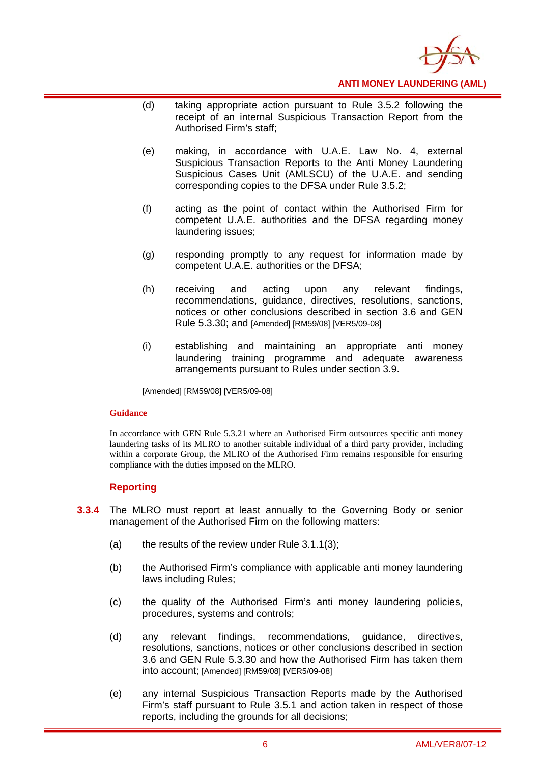(d) taking appropriate action pursuant to Rule 3.5.2 following the receipt of an internal Suspicious Transaction Report from the Authorised Firm's staff;

(e) making, in accordance with U.A.E. Law No. 4, external Suspicious Transaction Reports to the Anti Money Laundering Suspicious Cases Unit (AMLSCU) of the U.A.E. and sending corresponding copies to the DFSA under Rule 3.5.2;

(f) acting as the point of contact within the Authorised Firm for competent U.A.E. authorities and the DFSA regarding money laundering issues;

(g) responding promptly to any request for information made by competent U.A.E. authorities or the DFSA;

(h) receiving and acting upon any relevant findings, recommendations, guidance, directives, resolutions, sanctions, notices or other conclusions described in section 3.6 and GEN Rule 5.3.30; and [Amended] [RM59/08] [VER5/09-08]

(i) establishing and maintaining an appropriate anti money laundering training programme and adequate awareness arrangements pursuant to Rules under section 3.9.

[Amended] [RM59/08] [VER5/09-08]

**Guidance**

In accordance with GEN Rule 5.3.21 where an Authorised Firm outsources specific anti money laundering tasks of its MLRO to another suitable individual of a third party provider, including within a corporate Group, the MLRO of the Authorised Firm remains responsible for ensuring compliance with the duties imposed on the MLRO.

### Reporting

**3.3.4** The MLRO must report at least annually to the Governing Body or senior management of the Authorised Firm on the following matters:

(a) the results of the review under Rule 3.1.1(3);

(b) the Authorised Firm's compliance with applicable anti money laundering laws including Rules;

(c) the quality of the Authorised Firm's anti money laundering policies, procedures, systems and controls;

(d) any relevant findings, recommendations, guidance, directives, resolutions, sanctions, notices or other conclusions described in section 3.6 and GEN Rule 5.3.30 and how the Authorised Firm has taken them into account; [Amended] [RM59/08] [VER5/09-08]

(e) any internal Suspicious Transaction Reports made by the Authorised Firm's staff pursuant to Rule 3.5.1 and action taken in respect of those reports, including the grounds for all decisions;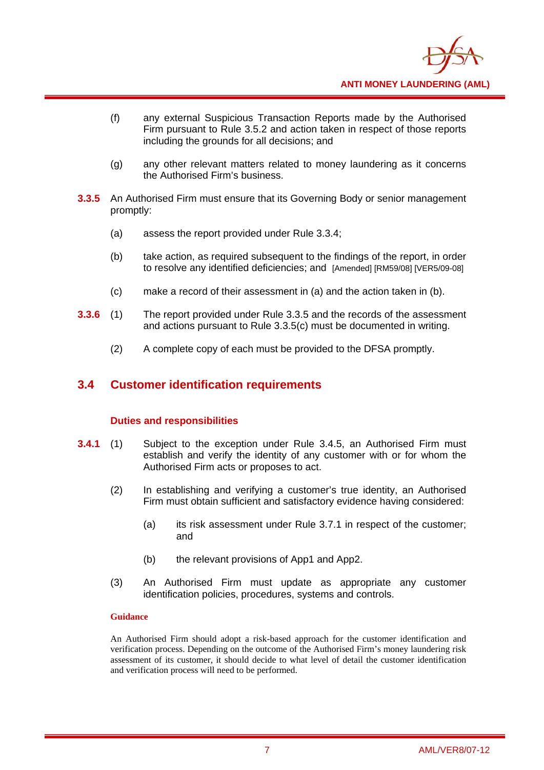(f) any external Suspicious Transaction Reports made by the Authorised Firm pursuant to Rule 3.5.2 and action taken in respect of those reports including the grounds for all decisions; and

(g) any other relevant matters related to money laundering as it concerns the Authorised Firm's business.

**3.3.5** An Authorised Firm must ensure that its Governing Body or senior management promptly:

(a) assess the report provided under Rule 3.3.4;

(b) take action, as required subsequent to the findings of the report, in order to resolve any identified deficiencies; and [Amended] [RM59/08] [VER5/09-08]

(c) make a record of their assessment in (a) and the action taken in (b).

**3.3.6** (1) The report provided under Rule 3.3.5 and the records of the assessment and actions pursuant to Rule 3.3.5(c) must be documented in writing.

(2) A complete copy of each must be provided to the DFSA promptly.

## 3.4 Customer identification requirements

### Duties and responsibilities

**3.4.1** (1) Subject to the exception under Rule 3.4.5, an Authorised Firm must establish and verify the identity of any customer with or for whom the Authorised Firm acts or proposes to act.

(2) In establishing and verifying a customer's true identity, an Authorised Firm must obtain sufficient and satisfactory evidence having considered:

(a) its risk assessment under Rule 3.7.1 in respect of the customer; and

(b) the relevant provisions of App1 and App2.

(3) An Authorised Firm must update as appropriate any customer identification policies, procedures, systems and controls.

**Guidance**

An Authorised Firm should adopt a risk-based approach for the customer identification and verification process. Depending on the outcome of the Authorised Firm's money laundering risk assessment of its customer, it should decide to what level of detail the customer identification and verification process will need to be performed.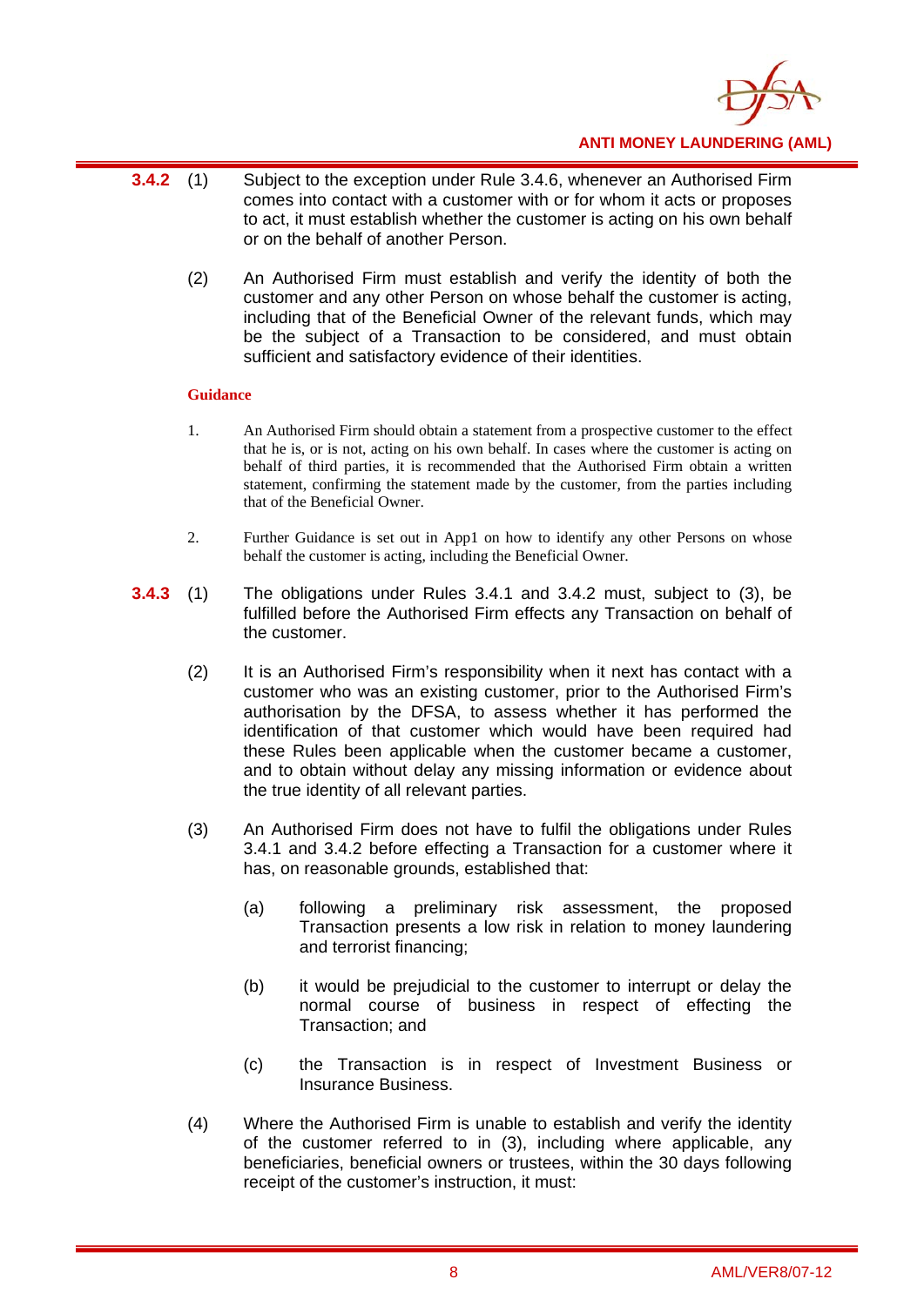**3.4.2** (1) Subject to the exception under Rule 3.4.6, whenever an Authorised Firm comes into contact with a customer with or for whom it acts or proposes to act, it must establish whether the customer is acting on his own behalf or on the behalf of another Person.

(2) An Authorised Firm must establish and verify the identity of both the customer and any other Person on whose behalf the customer is acting, including that of the Beneficial Owner of the relevant funds, which may be the subject of a Transaction to be considered, and must obtain sufficient and satisfactory evidence of their identities.

**Guidance**

1. An Authorised Firm should obtain a statement from a prospective customer to the effect that he is, or is not, acting on his own behalf. In cases where the customer is acting on behalf of third parties, it is recommended that the Authorised Firm obtain a written statement, confirming the statement made by the customer, from the parties including that of the Beneficial Owner.

2. Further Guidance is set out in App1 on how to identify any other Persons on whose behalf the customer is acting, including the Beneficial Owner.

**3.4.3** (1) The obligations under Rules 3.4.1 and 3.4.2 must, subject to (3), be fulfilled before the Authorised Firm effects any Transaction on behalf of the customer.

(2) It is an Authorised Firm's responsibility when it next has contact with a customer who was an existing customer, prior to the Authorised Firm's authorisation by the DFSA, to assess whether it has performed the identification of that customer which would have been required had these Rules been applicable when the customer became a customer, and to obtain without delay any missing information or evidence about the true identity of all relevant parties.

(3) An Authorised Firm does not have to fulfil the obligations under Rules 3.4.1 and 3.4.2 before effecting a Transaction for a customer where it has, on reasonable grounds, established that:

(a) following a preliminary risk assessment, the proposed Transaction presents a low risk in relation to money laundering and terrorist financing;

(b) it would be prejudicial to the customer to interrupt or delay the normal course of business in respect of effecting the Transaction; and

(c) the Transaction is in respect of Investment Business or Insurance Business.

(4) Where the Authorised Firm is unable to establish and verify the identity of the customer referred to in (3), including where applicable, any beneficiaries, beneficial owners or trustees, within the 30 days following receipt of the customer's instruction, it must: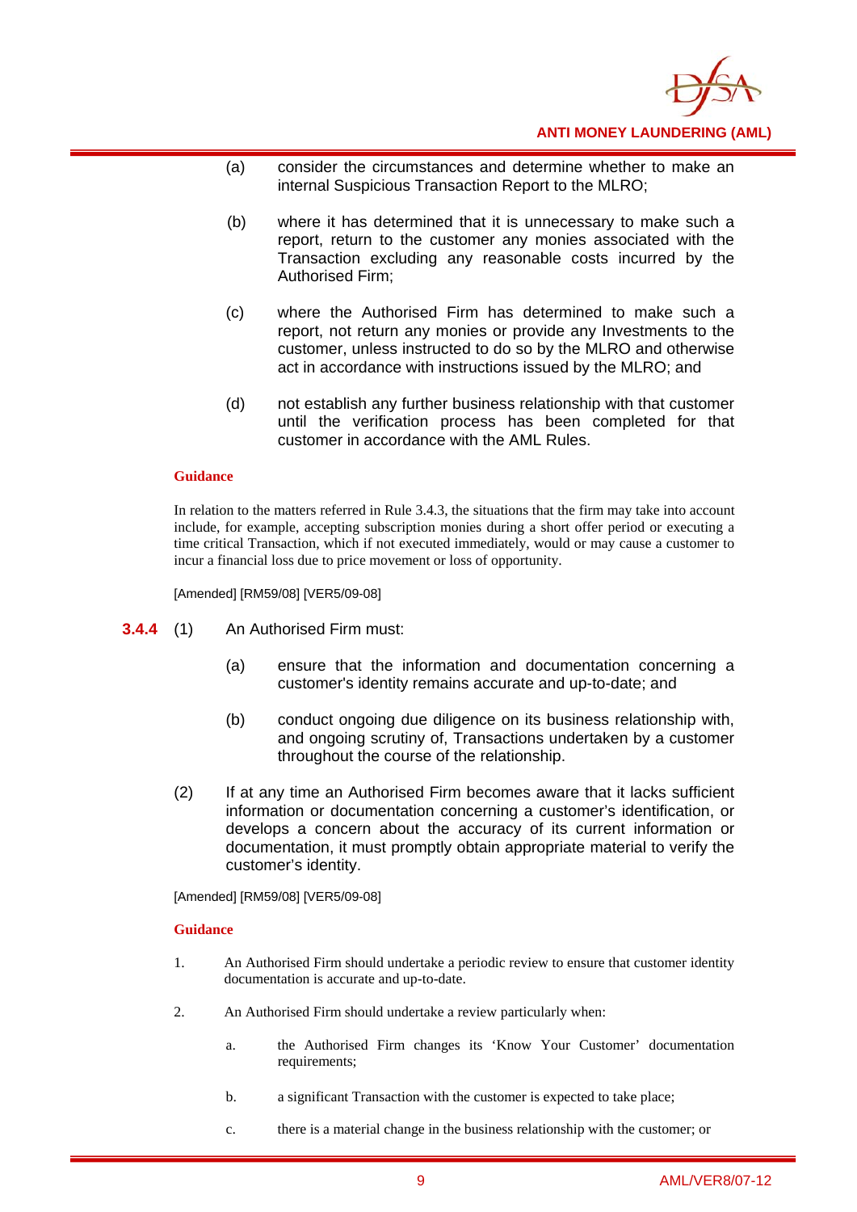(a) consider the circumstances and determine whether to make an internal Suspicious Transaction Report to the MLRO;

(b) where it has determined that it is unnecessary to make such a report, return to the customer any monies associated with the Transaction excluding any reasonable costs incurred by the Authorised Firm;

(c) where the Authorised Firm has determined to make such a report, not return any monies or provide any Investments to the customer, unless instructed to do so by the MLRO and otherwise act in accordance with instructions issued by the MLRO; and

(d) not establish any further business relationship with that customer until the verification process has been completed for that customer in accordance with the AML Rules.

**Guidance**

In relation to the matters referred in Rule 3.4.3, the situations that the firm may take into account include, for example, accepting subscription monies during a short offer period or executing a time critical Transaction, which if not executed immediately, would or may cause a customer to incur a financial loss due to price movement or loss of opportunity.

[Amended] [RM59/08] [VER5/09-08]

**3.4.4** (1) An Authorised Firm must:

(a) ensure that the information and documentation concerning a customer's identity remains accurate and up-to-date; and

(b) conduct ongoing due diligence on its business relationship with, and ongoing scrutiny of, Transactions undertaken by a customer throughout the course of the relationship.

(2) If at any time an Authorised Firm becomes aware that it lacks sufficient information or documentation concerning a customer's identification, or develops a concern about the accuracy of its current information or documentation, it must promptly obtain appropriate material to verify the customer's identity.

[Amended] [RM59/08] [VER5/09-08]

**Guidance**

1. An Authorised Firm should undertake a periodic review to ensure that customer identity documentation is accurate and up-to-date.

2. An Authorised Firm should undertake a review particularly when:

   a. the Authorised Firm changes its 'Know Your Customer' documentation requirements;

   b. a significant Transaction with the customer is expected to take place;

   c. there is a material change in the business relationship with the customer; or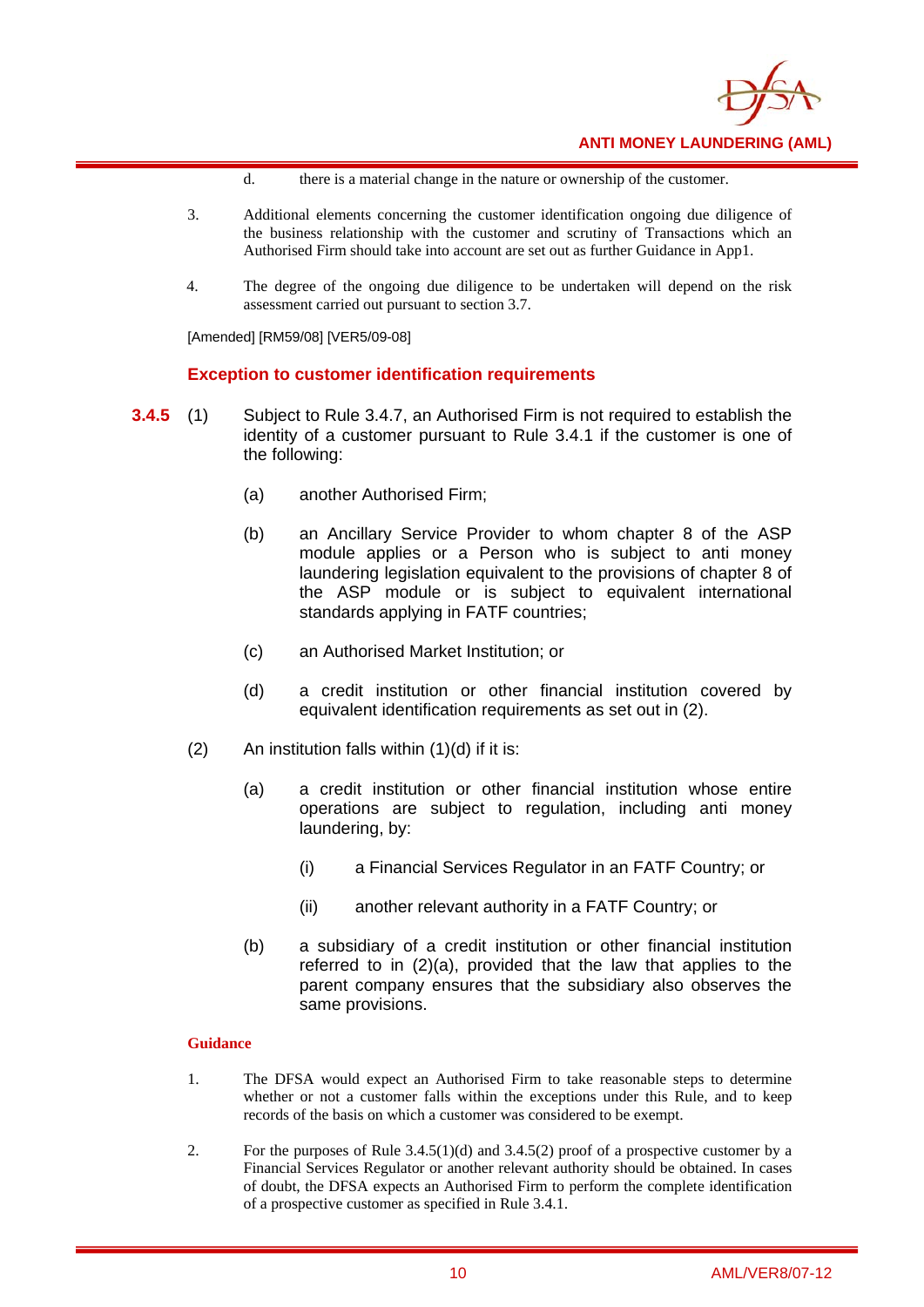d. there is a material change in the nature or ownership of the customer.

3. Additional elements concerning the customer identification ongoing due diligence of the business relationship with the customer and scrutiny of Transactions which an Authorised Firm should take into account are set out as further Guidance in App1.

4. The degree of the ongoing due diligence to be undertaken will depend on the risk assessment carried out pursuant to section 3.7.

[Amended] [RM59/08] [VER5/09-08]

### Exception to customer identification requirements

**3.4.5** (1) Subject to Rule 3.4.7, an Authorised Firm is not required to establish the identity of a customer pursuant to Rule 3.4.1 if the customer is one of the following:

(a) another Authorised Firm;

(b) an Ancillary Service Provider to whom chapter 8 of the ASP module applies or a Person who is subject to anti money laundering legislation equivalent to the provisions of chapter 8 of the ASP module or is subject to equivalent international standards applying in FATF countries;

(c) an Authorised Market Institution; or

(d) a credit institution or other financial institution covered by equivalent identification requirements as set out in (2).

(2) An institution falls within (1)(d) if it is:

(a) a credit institution or other financial institution whose entire operations are subject to regulation, including anti money laundering, by:

(i) a Financial Services Regulator in an FATF Country; or

(ii) another relevant authority in a FATF Country; or

(b) a subsidiary of a credit institution or other financial institution referred to in (2)(a), provided that the law that applies to the parent company ensures that the subsidiary also observes the same provisions.

**Guidance**

1. The DFSA would expect an Authorised Firm to take reasonable steps to determine whether or not a customer falls within the exceptions under this Rule, and to keep records of the basis on which a customer was considered to be exempt.

2. For the purposes of Rule 3.4.5(1)(d) and 3.4.5(2) proof of a prospective customer by a Financial Services Regulator or another relevant authority should be obtained. In cases of doubt, the DFSA expects an Authorised Firm to perform the complete identification of a prospective customer as specified in Rule 3.4.1.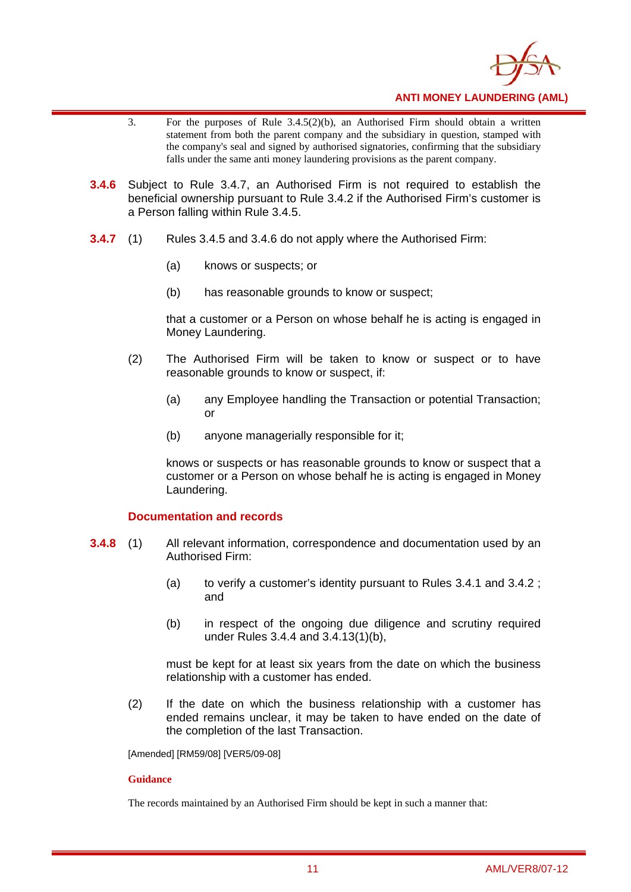3. For the purposes of Rule 3.4.5(2)(b), an Authorised Firm should obtain a written statement from both the parent company and the subsidiary in question, stamped with the company's seal and signed by authorised signatories, confirming that the subsidiary falls under the same anti money laundering provisions as the parent company.

**3.4.6** Subject to Rule 3.4.7, an Authorised Firm is not required to establish the beneficial ownership pursuant to Rule 3.4.2 if the Authorised Firm's customer is a Person falling within Rule 3.4.5.

**3.4.7** (1) Rules 3.4.5 and 3.4.6 do not apply where the Authorised Firm:

(a) knows or suspects; or

(b) has reasonable grounds to know or suspect;

that a customer or a Person on whose behalf he is acting is engaged in Money Laundering.

(2) The Authorised Firm will be taken to know or suspect or to have reasonable grounds to know or suspect, if:

(a) any Employee handling the Transaction or potential Transaction; or

(b) anyone managerially responsible for it;

knows or suspects or has reasonable grounds to know or suspect that a customer or a Person on whose behalf he is acting is engaged in Money Laundering.

### Documentation and records

**3.4.8** (1) All relevant information, correspondence and documentation used by an Authorised Firm:

(a) to verify a customer's identity pursuant to Rules 3.4.1 and 3.4.2 ; and

(b) in respect of the ongoing due diligence and scrutiny required under Rules 3.4.4 and 3.4.13(1)(b),

must be kept for at least six years from the date on which the business relationship with a customer has ended.

(2) If the date on which the business relationship with a customer has ended remains unclear, it may be taken to have ended on the date of the completion of the last Transaction.

[Amended] [RM59/08] [VER5/09-08]

#### Guidance

The records maintained by an Authorised Firm should be kept in such a manner that: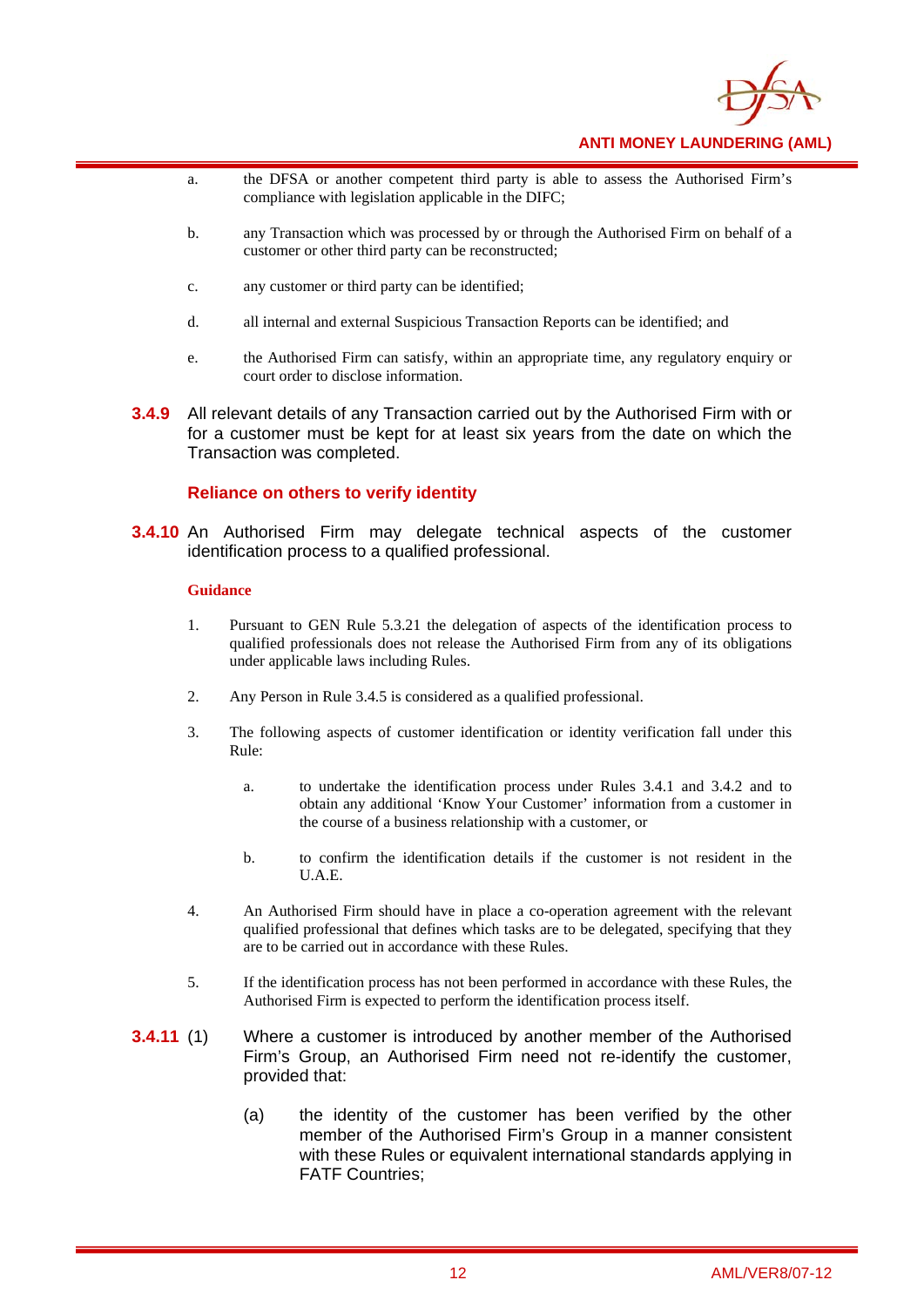a. the DFSA or another competent third party is able to assess the Authorised Firm's compliance with legislation applicable in the DIFC;

b. any Transaction which was processed by or through the Authorised Firm on behalf of a customer or other third party can be reconstructed;

c. any customer or third party can be identified;

d. all internal and external Suspicious Transaction Reports can be identified; and

e. the Authorised Firm can satisfy, within an appropriate time, any regulatory enquiry or court order to disclose information.

**3.4.9** All relevant details of any Transaction carried out by the Authorised Firm with or for a customer must be kept for at least six years from the date on which the Transaction was completed.

### Reliance on others to verify identity

**3.4.10** An Authorised Firm may delegate technical aspects of the customer identification process to a qualified professional.

**Guidance**

1. Pursuant to GEN Rule 5.3.21 the delegation of aspects of the identification process to qualified professionals does not release the Authorised Firm from any of its obligations under applicable laws including Rules.

2. Any Person in Rule 3.4.5 is considered as a qualified professional.

3. The following aspects of customer identification or identity verification fall under this Rule:

   a. to undertake the identification process under Rules 3.4.1 and 3.4.2 and to obtain any additional 'Know Your Customer' information from a customer in the course of a business relationship with a customer, or

   b. to confirm the identification details if the customer is not resident in the U.A.E.

4. An Authorised Firm should have in place a co-operation agreement with the relevant qualified professional that defines which tasks are to be delegated, specifying that they are to be carried out in accordance with these Rules.

5. If the identification process has not been performed in accordance with these Rules, the Authorised Firm is expected to perform the identification process itself.

**3.4.11** (1) Where a customer is introduced by another member of the Authorised Firm's Group, an Authorised Firm need not re-identify the customer, provided that:

(a) the identity of the customer has been verified by the other member of the Authorised Firm's Group in a manner consistent with these Rules or equivalent international standards applying in FATF Countries;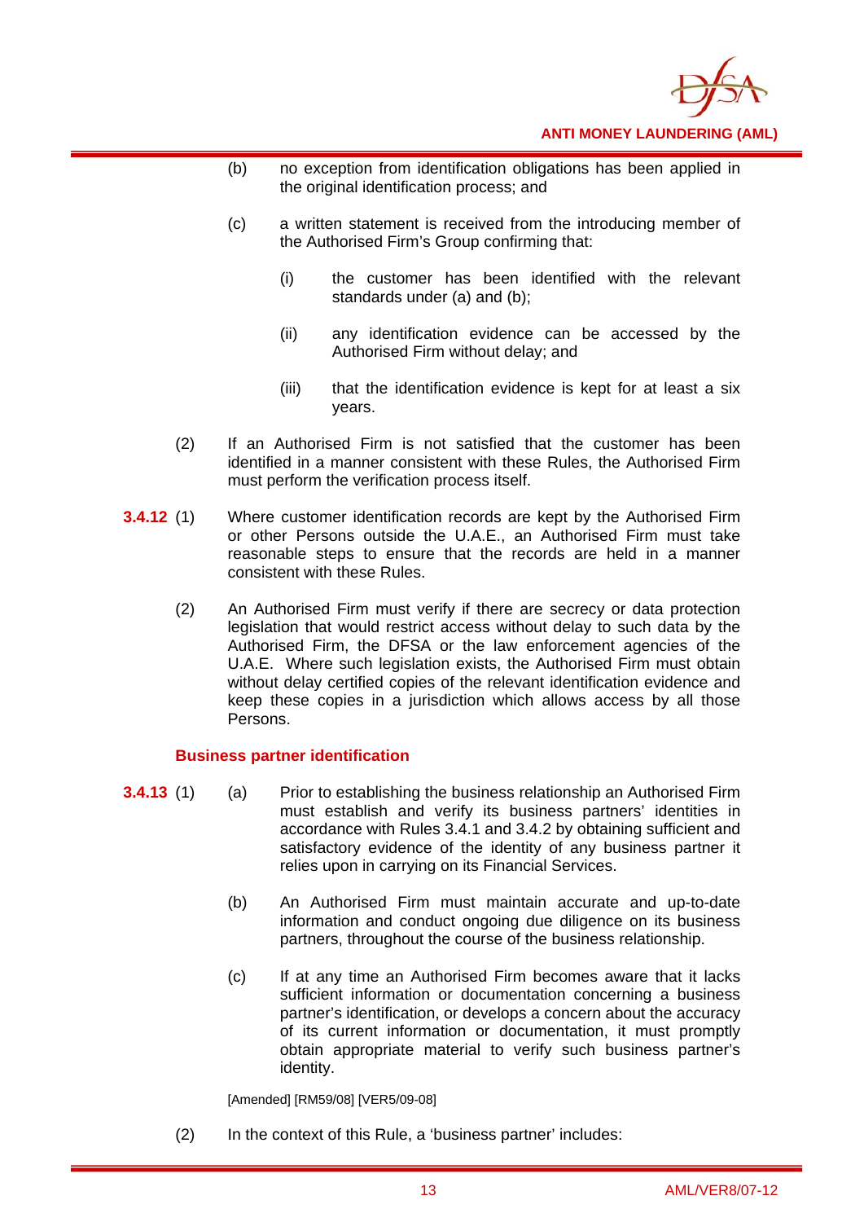(b) no exception from identification obligations has been applied in the original identification process; and

(c) a written statement is received from the introducing member of the Authorised Firm's Group confirming that:

(i) the customer has been identified with the relevant standards under (a) and (b);

(ii) any identification evidence can be accessed by the Authorised Firm without delay; and

(iii) that the identification evidence is kept for at least a six years.

(2) If an Authorised Firm is not satisfied that the customer has been identified in a manner consistent with these Rules, the Authorised Firm must perform the verification process itself.

**3.4.12** (1) Where customer identification records are kept by the Authorised Firm or other Persons outside the U.A.E., an Authorised Firm must take reasonable steps to ensure that the records are held in a manner consistent with these Rules.

(2) An Authorised Firm must verify if there are secrecy or data protection legislation that would restrict access without delay to such data by the Authorised Firm, the DFSA or the law enforcement agencies of the U.A.E. Where such legislation exists, the Authorised Firm must obtain without delay certified copies of the relevant identification evidence and keep these copies in a jurisdiction which allows access by all those Persons.

### Business partner identification

**3.4.13** (1) (a) Prior to establishing the business relationship an Authorised Firm must establish and verify its business partners' identities in accordance with Rules 3.4.1 and 3.4.2 by obtaining sufficient and satisfactory evidence of the identity of any business partner it relies upon in carrying on its Financial Services.

(b) An Authorised Firm must maintain accurate and up-to-date information and conduct ongoing due diligence on its business partners, throughout the course of the business relationship.

(c) If at any time an Authorised Firm becomes aware that it lacks sufficient information or documentation concerning a business partner's identification, or develops a concern about the accuracy of its current information or documentation, it must promptly obtain appropriate material to verify such business partner's identity.

[Amended] [RM59/08] [VER5/09-08]

(2) In the context of this Rule, a 'business partner' includes: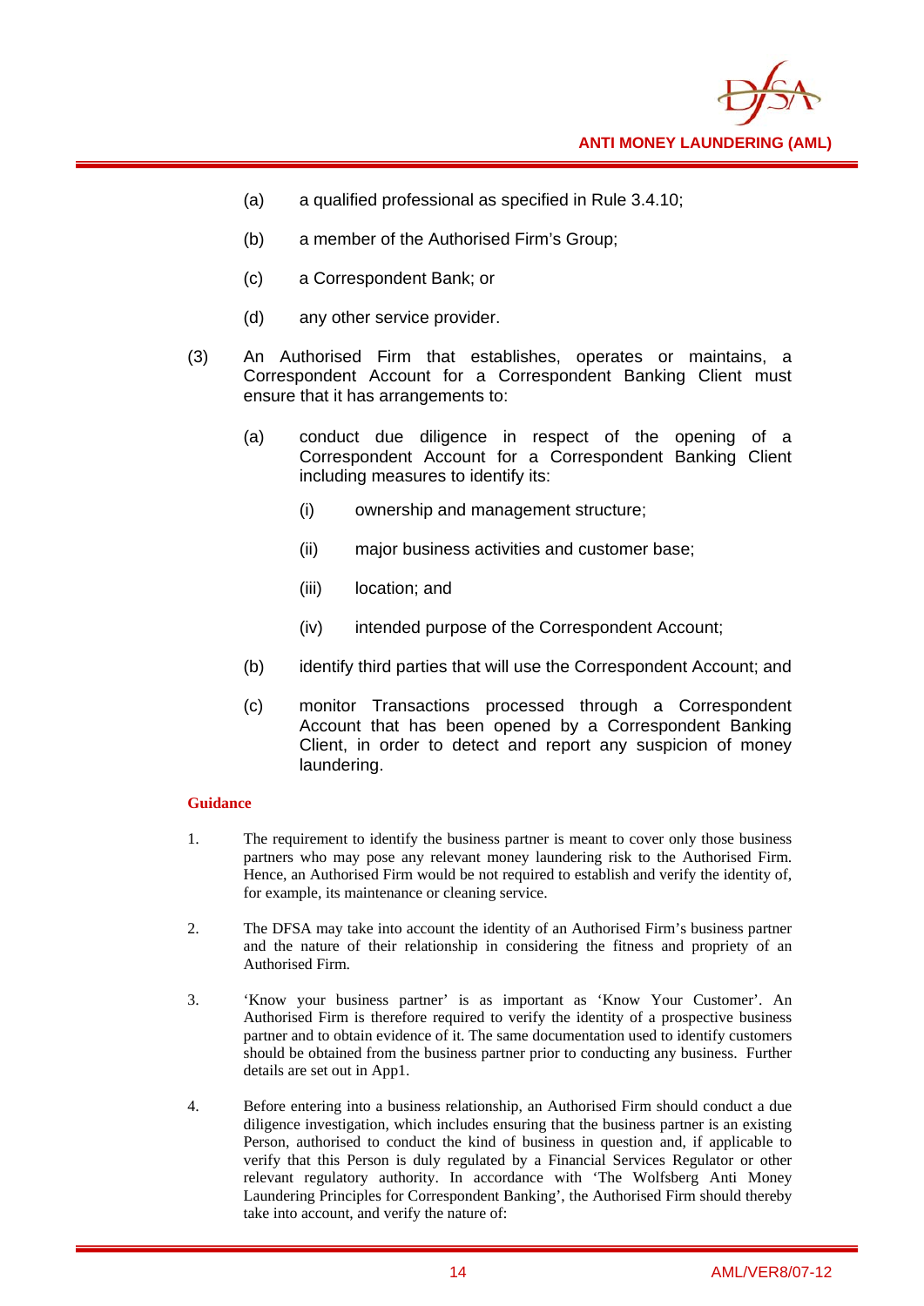(a) a qualified professional as specified in Rule 3.4.10;

(b) a member of the Authorised Firm's Group;

(c) a Correspondent Bank; or

(d) any other service provider.

(3) An Authorised Firm that establishes, operates or maintains, a Correspondent Account for a Correspondent Banking Client must ensure that it has arrangements to:

(a) conduct due diligence in respect of the opening of a Correspondent Account for a Correspondent Banking Client including measures to identify its:

(i) ownership and management structure;

(ii) major business activities and customer base;

(iii) location; and

(iv) intended purpose of the Correspondent Account;

(b) identify third parties that will use the Correspondent Account; and

(c) monitor Transactions processed through a Correspondent Account that has been opened by a Correspondent Banking Client, in order to detect and report any suspicion of money laundering.

**Guidance**

1. The requirement to identify the business partner is meant to cover only those business partners who may pose any relevant money laundering risk to the Authorised Firm. Hence, an Authorised Firm would be not required to establish and verify the identity of, for example, its maintenance or cleaning service.

2. The DFSA may take into account the identity of an Authorised Firm's business partner and the nature of their relationship in considering the fitness and propriety of an Authorised Firm.

3. 'Know your business partner' is as important as 'Know Your Customer'. An Authorised Firm is therefore required to verify the identity of a prospective business partner and to obtain evidence of it. The same documentation used to identify customers should be obtained from the business partner prior to conducting any business. Further details are set out in App1.

4. Before entering into a business relationship, an Authorised Firm should conduct a due diligence investigation, which includes ensuring that the business partner is an existing Person, authorised to conduct the kind of business in question and, if applicable to verify that this Person is duly regulated by a Financial Services Regulator or other relevant regulatory authority. In accordance with 'The Wolfsberg Anti Money Laundering Principles for Correspondent Banking', the Authorised Firm should thereby take into account, and verify the nature of: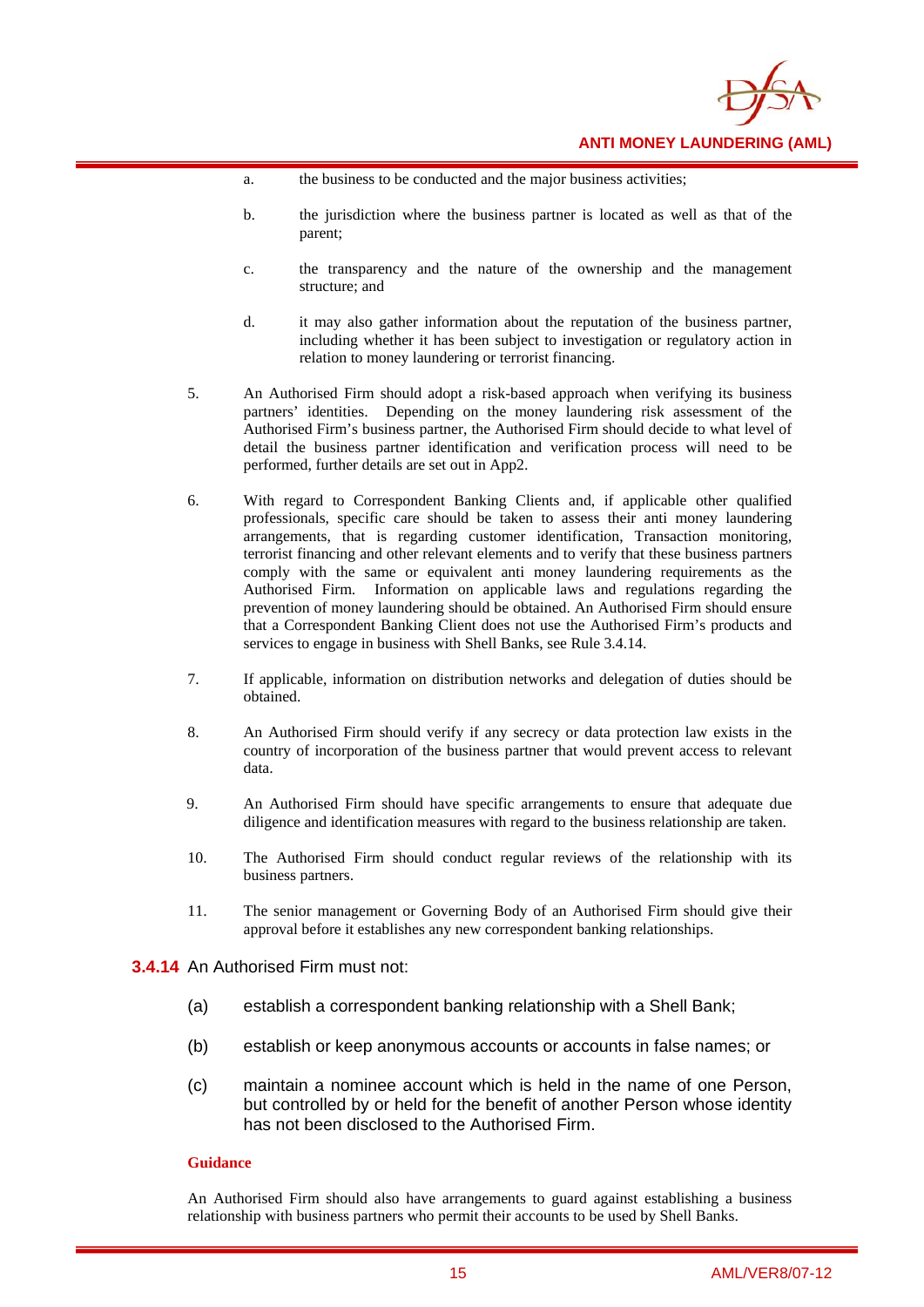a. the business to be conducted and the major business activities;

b. the jurisdiction where the business partner is located as well as that of the parent;

c. the transparency and the nature of the ownership and the management structure; and

d. it may also gather information about the reputation of the business partner, including whether it has been subject to investigation or regulatory action in relation to money laundering or terrorist financing.

5. An Authorised Firm should adopt a risk-based approach when verifying its business partners' identities. Depending on the money laundering risk assessment of the Authorised Firm's business partner, the Authorised Firm should decide to what level of detail the business partner identification and verification process will need to be performed, further details are set out in App2.

6. With regard to Correspondent Banking Clients and, if applicable other qualified professionals, specific care should be taken to assess their anti money laundering arrangements, that is regarding customer identification, Transaction monitoring, terrorist financing and other relevant elements and to verify that these business partners comply with the same or equivalent anti money laundering requirements as the Authorised Firm. Information on applicable laws and regulations regarding the prevention of money laundering should be obtained. An Authorised Firm should ensure that a Correspondent Banking Client does not use the Authorised Firm's products and services to engage in business with Shell Banks, see Rule 3.4.14.

7. If applicable, information on distribution networks and delegation of duties should be obtained.

8. An Authorised Firm should verify if any secrecy or data protection law exists in the country of incorporation of the business partner that would prevent access to relevant data.

9. An Authorised Firm should have specific arrangements to ensure that adequate due diligence and identification measures with regard to the business relationship are taken.

10. The Authorised Firm should conduct regular reviews of the relationship with its business partners.

11. The senior management or Governing Body of an Authorised Firm should give their approval before it establishes any new correspondent banking relationships.

**3.4.14** An Authorised Firm must not:

(a) establish a correspondent banking relationship with a Shell Bank;

(b) establish or keep anonymous accounts or accounts in false names; or

(c) maintain a nominee account which is held in the name of one Person, but controlled by or held for the benefit of another Person whose identity has not been disclosed to the Authorised Firm.

**Guidance**

An Authorised Firm should also have arrangements to guard against establishing a business relationship with business partners who permit their accounts to be used by Shell Banks.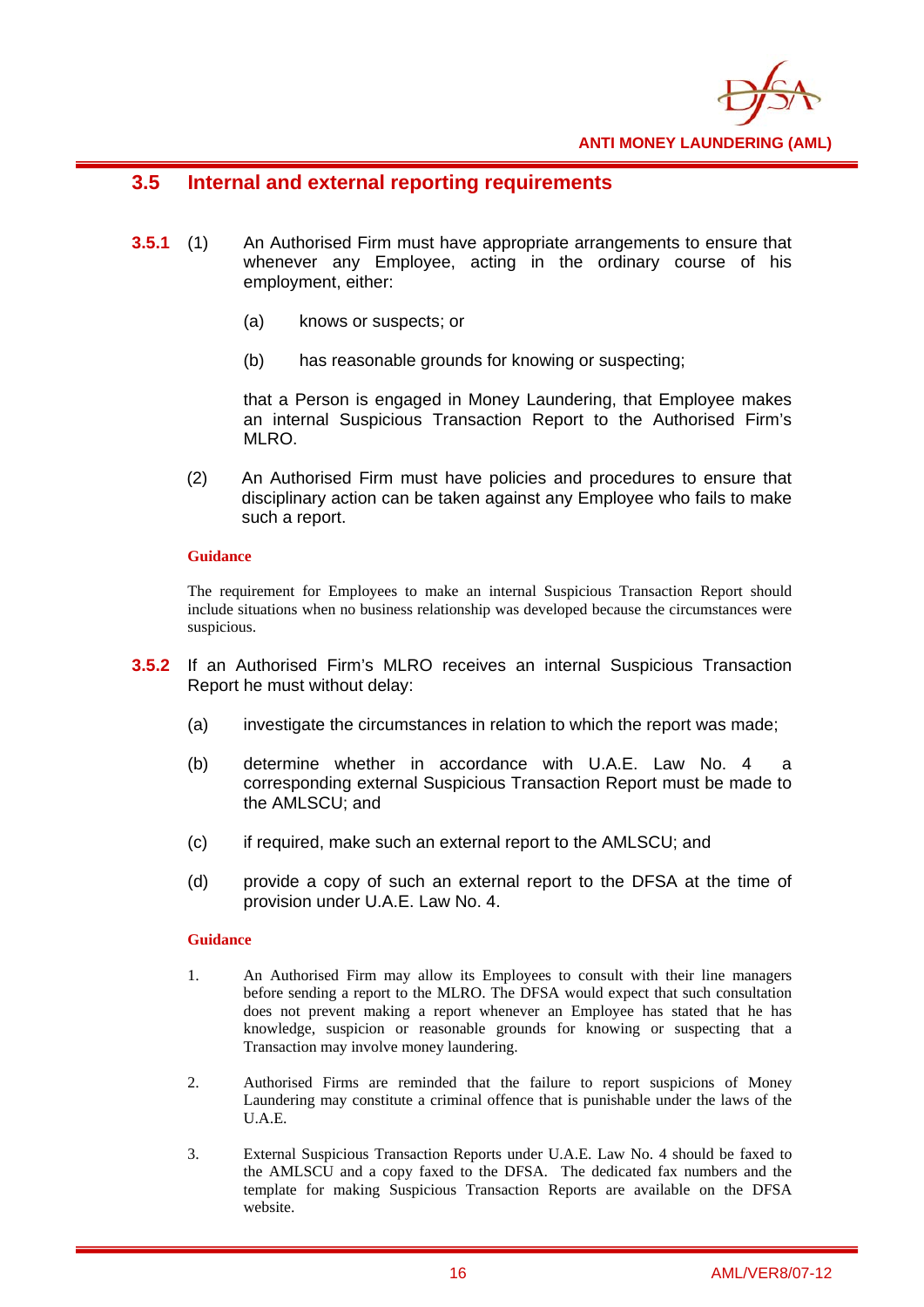## 3.5 Internal and external reporting requirements

**3.5.1** (1) An Authorised Firm must have appropriate arrangements to ensure that whenever any Employee, acting in the ordinary course of his employment, either:

(a) knows or suspects; or

(b) has reasonable grounds for knowing or suspecting;

that a Person is engaged in Money Laundering, that Employee makes an internal Suspicious Transaction Report to the Authorised Firm's MLRO.

(2) An Authorised Firm must have policies and procedures to ensure that disciplinary action can be taken against any Employee who fails to make such a report.

**Guidance**

The requirement for Employees to make an internal Suspicious Transaction Report should include situations when no business relationship was developed because the circumstances were suspicious.

**3.5.2** If an Authorised Firm's MLRO receives an internal Suspicious Transaction Report he must without delay:

(a) investigate the circumstances in relation to which the report was made;

(b) determine whether in accordance with U.A.E. Law No. 4 a corresponding external Suspicious Transaction Report must be made to the AMLSCU; and

(c) if required, make such an external report to the AMLSCU; and

(d) provide a copy of such an external report to the DFSA at the time of provision under U.A.E. Law No. 4.

**Guidance**

1. An Authorised Firm may allow its Employees to consult with their line managers before sending a report to the MLRO. The DFSA would expect that such consultation does not prevent making a report whenever an Employee has stated that he has knowledge, suspicion or reasonable grounds for knowing or suspecting that a Transaction may involve money laundering.

2. Authorised Firms are reminded that the failure to report suspicions of Money Laundering may constitute a criminal offence that is punishable under the laws of the U.A.E.

3. External Suspicious Transaction Reports under U.A.E. Law No. 4 should be faxed to the AMLSCU and a copy faxed to the DFSA. The dedicated fax numbers and the template for making Suspicious Transaction Reports are available on the DFSA website.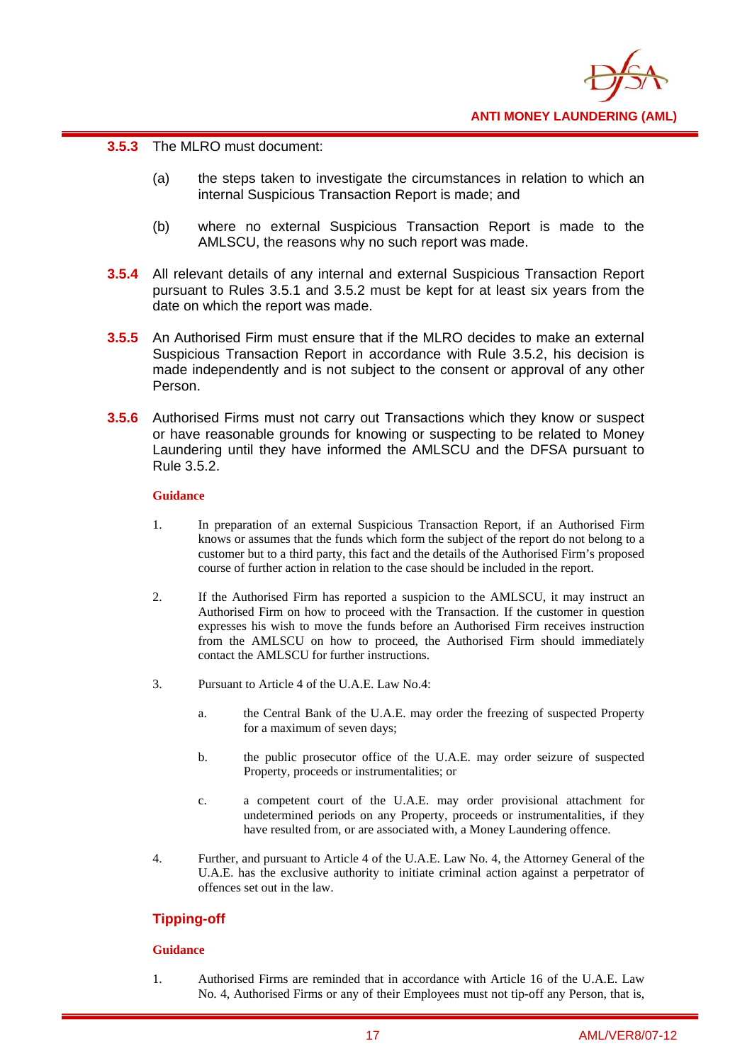**3.5.3** The MLRO must document:

(a) the steps taken to investigate the circumstances in relation to which an internal Suspicious Transaction Report is made; and

(b) where no external Suspicious Transaction Report is made to the AMLSCU, the reasons why no such report was made.

**3.5.4** All relevant details of any internal and external Suspicious Transaction Report pursuant to Rules 3.5.1 and 3.5.2 must be kept for at least six years from the date on which the report was made.

**3.5.5** An Authorised Firm must ensure that if the MLRO decides to make an external Suspicious Transaction Report in accordance with Rule 3.5.2, his decision is made independently and is not subject to the consent or approval of any other Person.

**3.5.6** Authorised Firms must not carry out Transactions which they know or suspect or have reasonable grounds for knowing or suspecting to be related to Money Laundering until they have informed the AMLSCU and the DFSA pursuant to Rule 3.5.2.

**Guidance**

1. In preparation of an external Suspicious Transaction Report, if an Authorised Firm knows or assumes that the funds which form the subject of the report do not belong to a customer but to a third party, this fact and the details of the Authorised Firm's proposed course of further action in relation to the case should be included in the report.

2. If the Authorised Firm has reported a suspicion to the AMLSCU, it may instruct an Authorised Firm on how to proceed with the Transaction. If the customer in question expresses his wish to move the funds before an Authorised Firm receives instruction from the AMLSCU on how to proceed, the Authorised Firm should immediately contact the AMLSCU for further instructions.

3. Pursuant to Article 4 of the U.A.E. Law No.4:

   a. the Central Bank of the U.A.E. may order the freezing of suspected Property for a maximum of seven days;

   b. the public prosecutor office of the U.A.E. may order seizure of suspected Property, proceeds or instrumentalities; or

   c. a competent court of the U.A.E. may order provisional attachment for undetermined periods on any Property, proceeds or instrumentalities, if they have resulted from, or are associated with, a Money Laundering offence.

4. Further, and pursuant to Article 4 of the U.A.E. Law No. 4, the Attorney General of the U.A.E. has the exclusive authority to initiate criminal action against a perpetrator of offences set out in the law.

## Tipping-off

**Guidance**

1. Authorised Firms are reminded that in accordance with Article 16 of the U.A.E. Law No. 4, Authorised Firms or any of their Employees must not tip-off any Person, that is,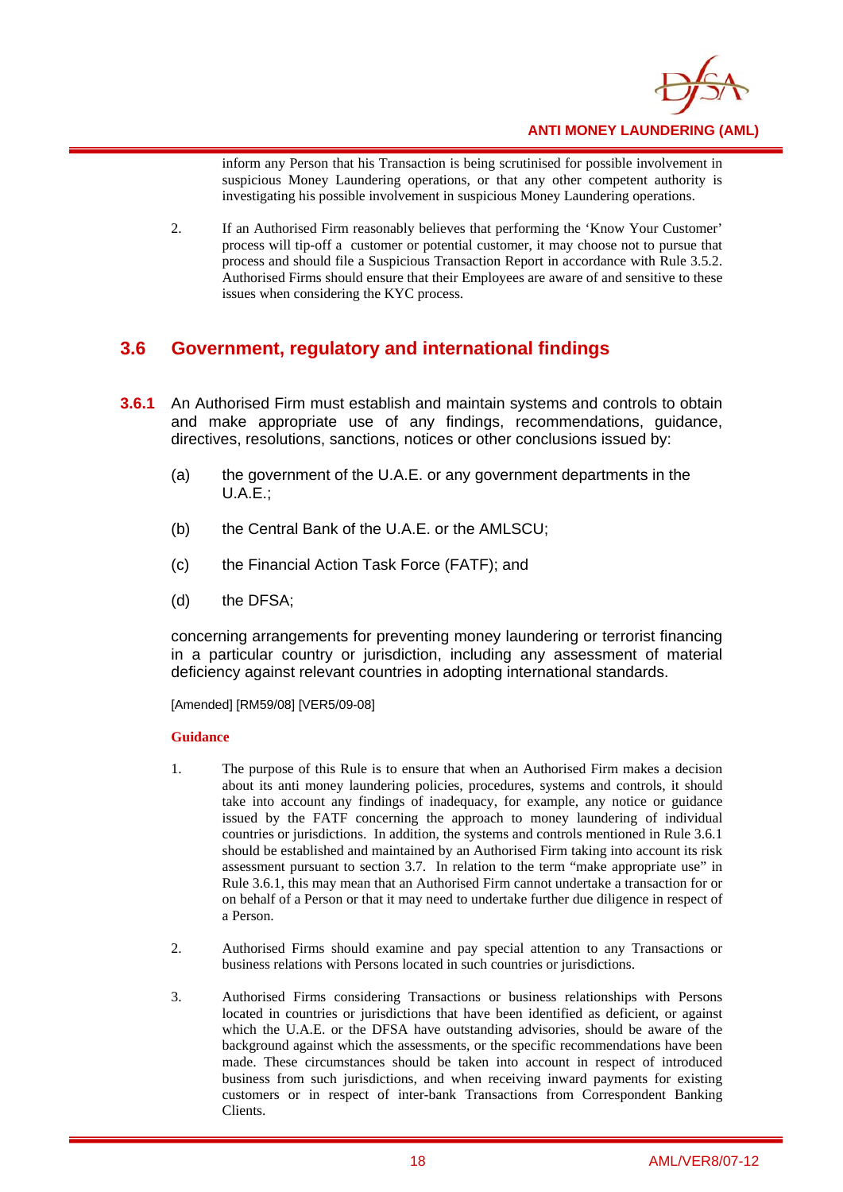inform any Person that his Transaction is being scrutinised for possible involvement in suspicious Money Laundering operations, or that any other competent authority is investigating his possible involvement in suspicious Money Laundering operations.

2. If an Authorised Firm reasonably believes that performing the 'Know Your Customer' process will tip-off a customer or potential customer, it may choose not to pursue that process and should file a Suspicious Transaction Report in accordance with Rule 3.5.2. Authorised Firms should ensure that their Employees are aware of and sensitive to these issues when considering the KYC process.

## 3.6 Government, regulatory and international findings

**3.6.1** An Authorised Firm must establish and maintain systems and controls to obtain and make appropriate use of any findings, recommendations, guidance, directives, resolutions, sanctions, notices or other conclusions issued by:

(a) the government of the U.A.E. or any government departments in the U.A.E.;

(b) the Central Bank of the U.A.E. or the AMLSCU;

(c) the Financial Action Task Force (FATF); and

(d) the DFSA;

concerning arrangements for preventing money laundering or terrorist financing in a particular country or jurisdiction, including any assessment of material deficiency against relevant countries in adopting international standards.

[Amended] [RM59/08] [VER5/09-08]

**Guidance**

1. The purpose of this Rule is to ensure that when an Authorised Firm makes a decision about its anti money laundering policies, procedures, systems and controls, it should take into account any findings of inadequacy, for example, any notice or guidance issued by the FATF concerning the approach to money laundering of individual countries or jurisdictions. In addition, the systems and controls mentioned in Rule 3.6.1 should be established and maintained by an Authorised Firm taking into account its risk assessment pursuant to section 3.7. In relation to the term "make appropriate use" in Rule 3.6.1, this may mean that an Authorised Firm cannot undertake a transaction for or on behalf of a Person or that it may need to undertake further due diligence in respect of a Person.

2. Authorised Firms should examine and pay special attention to any Transactions or business relations with Persons located in such countries or jurisdictions.

3. Authorised Firms considering Transactions or business relationships with Persons located in countries or jurisdictions that have been identified as deficient, or against which the U.A.E. or the DFSA have outstanding advisories, should be aware of the background against which the assessments, or the specific recommendations have been made. These circumstances should be taken into account in respect of introduced business from such jurisdictions, and when receiving inward payments for existing customers or in respect of inter-bank Transactions from Correspondent Banking Clients.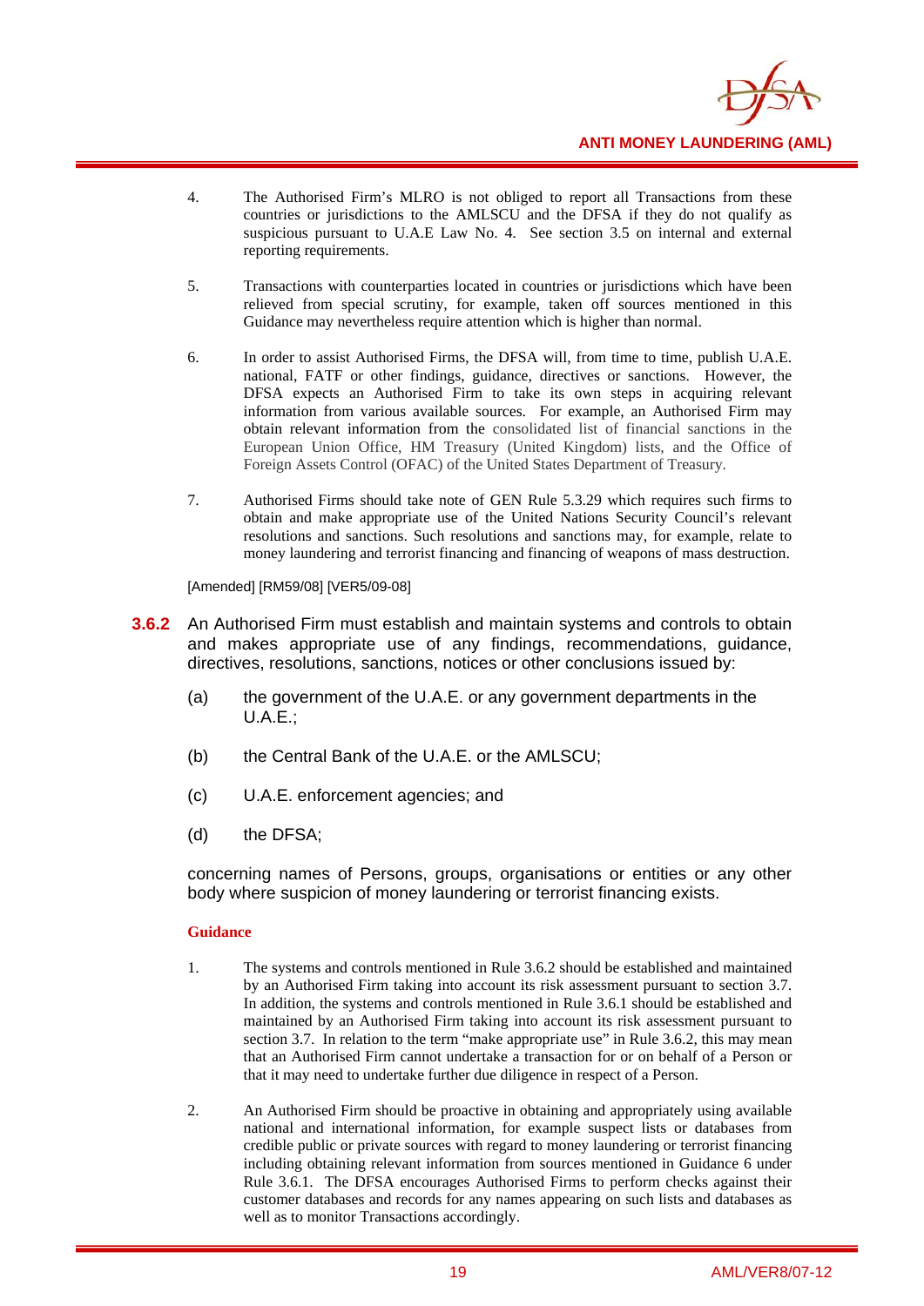4. The Authorised Firm's MLRO is not obliged to report all Transactions from these countries or jurisdictions to the AMLSCU and the DFSA if they do not qualify as suspicious pursuant to U.A.E Law No. 4. See section 3.5 on internal and external reporting requirements.

5. Transactions with counterparties located in countries or jurisdictions which have been relieved from special scrutiny, for example, taken off sources mentioned in this Guidance may nevertheless require attention which is higher than normal.

6. In order to assist Authorised Firms, the DFSA will, from time to time, publish U.A.E. national, FATF or other findings, guidance, directives or sanctions. However, the DFSA expects an Authorised Firm to take its own steps in acquiring relevant information from various available sources. For example, an Authorised Firm may obtain relevant information from the consolidated list of financial sanctions in the European Union Office, HM Treasury (United Kingdom) lists, and the Office of Foreign Assets Control (OFAC) of the United States Department of Treasury.

7. Authorised Firms should take note of GEN Rule 5.3.29 which requires such firms to obtain and make appropriate use of the United Nations Security Council's relevant resolutions and sanctions. Such resolutions and sanctions may, for example, relate to money laundering and terrorist financing and financing of weapons of mass destruction.

[Amended] [RM59/08] [VER5/09-08]

**3.6.2** An Authorised Firm must establish and maintain systems and controls to obtain and makes appropriate use of any findings, recommendations, guidance, directives, resolutions, sanctions, notices or other conclusions issued by:

(a) the government of the U.A.E. or any government departments in the U.A.E.;

(b) the Central Bank of the U.A.E. or the AMLSCU;

(c) U.A.E. enforcement agencies; and

(d) the DFSA;

concerning names of Persons, groups, organisations or entities or any other body where suspicion of money laundering or terrorist financing exists.

**Guidance**

1. The systems and controls mentioned in Rule 3.6.2 should be established and maintained by an Authorised Firm taking into account its risk assessment pursuant to section 3.7. In addition, the systems and controls mentioned in Rule 3.6.1 should be established and maintained by an Authorised Firm taking into account its risk assessment pursuant to section 3.7. In relation to the term "make appropriate use" in Rule 3.6.2, this may mean that an Authorised Firm cannot undertake a transaction for or on behalf of a Person or that it may need to undertake further due diligence in respect of a Person.

2. An Authorised Firm should be proactive in obtaining and appropriately using available national and international information, for example suspect lists or databases from credible public or private sources with regard to money laundering or terrorist financing including obtaining relevant information from sources mentioned in Guidance 6 under Rule 3.6.1. The DFSA encourages Authorised Firms to perform checks against their customer databases and records for any names appearing on such lists and databases as well as to monitor Transactions accordingly.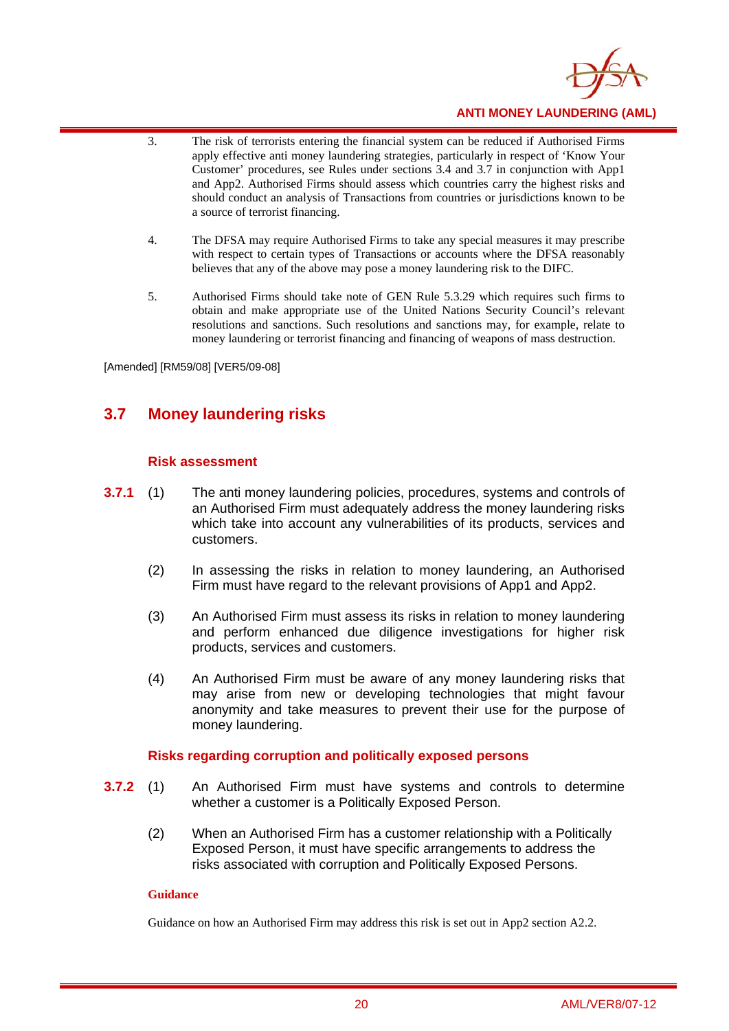3. The risk of terrorists entering the financial system can be reduced if Authorised Firms apply effective anti money laundering strategies, particularly in respect of 'Know Your Customer' procedures, see Rules under sections 3.4 and 3.7 in conjunction with App1 and App2. Authorised Firms should assess which countries carry the highest risks and should conduct an analysis of Transactions from countries or jurisdictions known to be a source of terrorist financing.

4. The DFSA may require Authorised Firms to take any special measures it may prescribe with respect to certain types of Transactions or accounts where the DFSA reasonably believes that any of the above may pose a money laundering risk to the DIFC.

5. Authorised Firms should take note of GEN Rule 5.3.29 which requires such firms to obtain and make appropriate use of the United Nations Security Council's relevant resolutions and sanctions. Such resolutions and sanctions may, for example, relate to money laundering or terrorist financing and financing of weapons of mass destruction.

[Amended] [RM59/08] [VER5/09-08]

## 3.7 Money laundering risks

### Risk assessment

**3.7.1** (1) The anti money laundering policies, procedures, systems and controls of an Authorised Firm must adequately address the money laundering risks which take into account any vulnerabilities of its products, services and customers.

(2) In assessing the risks in relation to money laundering, an Authorised Firm must have regard to the relevant provisions of App1 and App2.

(3) An Authorised Firm must assess its risks in relation to money laundering and perform enhanced due diligence investigations for higher risk products, services and customers.

(4) An Authorised Firm must be aware of any money laundering risks that may arise from new or developing technologies that might favour anonymity and take measures to prevent their use for the purpose of money laundering.

### Risks regarding corruption and politically exposed persons

**3.7.2** (1) An Authorised Firm must have systems and controls to determine whether a customer is a Politically Exposed Person.

(2) When an Authorised Firm has a customer relationship with a Politically Exposed Person, it must have specific arrangements to address the risks associated with corruption and Politically Exposed Persons.

**Guidance**

Guidance on how an Authorised Firm may address this risk is set out in App2 section A2.2.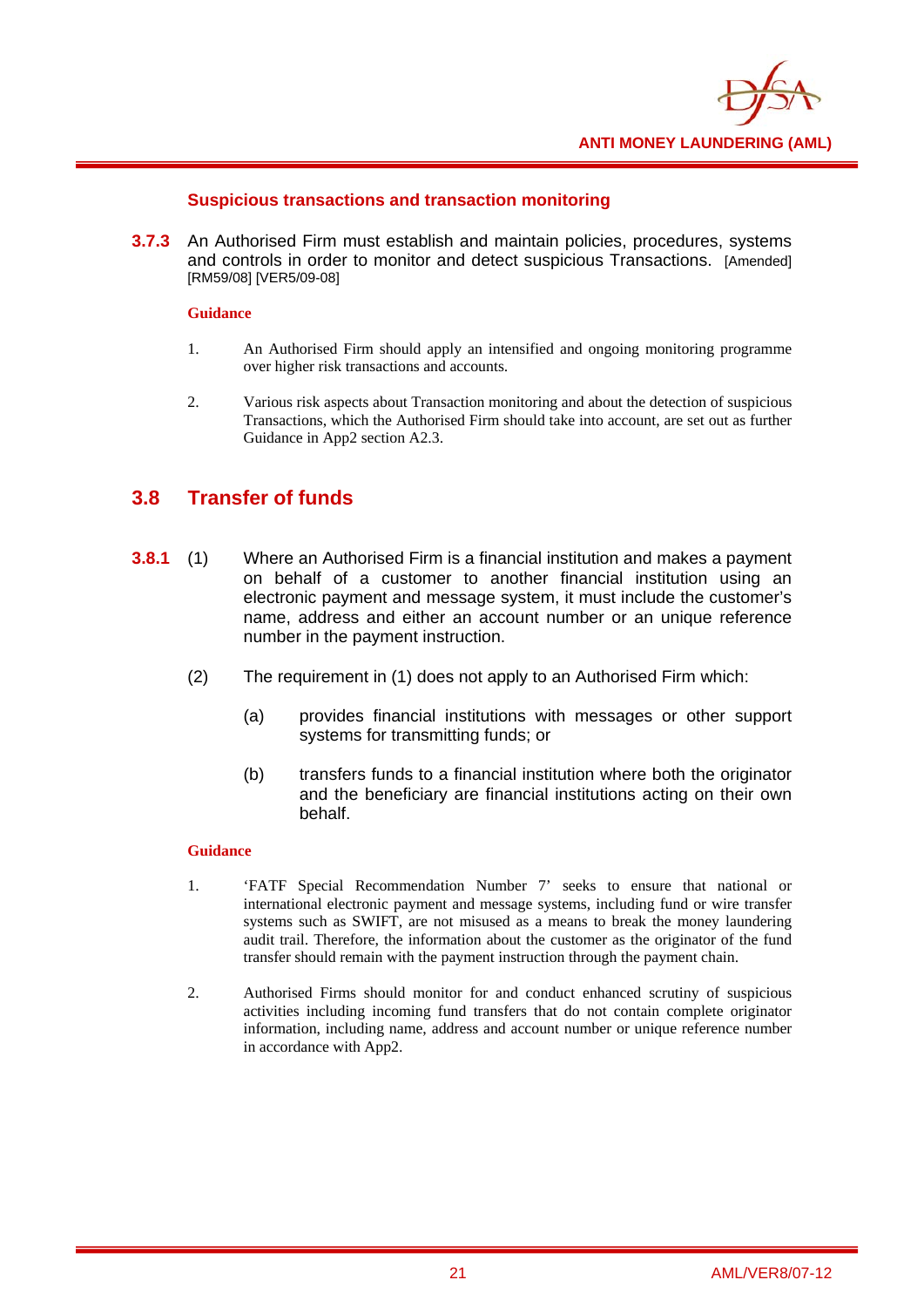### Suspicious transactions and transaction monitoring

**3.7.3** An Authorised Firm must establish and maintain policies, procedures, systems and controls in order to monitor and detect suspicious Transactions. [Amended] [RM59/08] [VER5/09-08]

**Guidance**

1. An Authorised Firm should apply an intensified and ongoing monitoring programme over higher risk transactions and accounts.

2. Various risk aspects about Transaction monitoring and about the detection of suspicious Transactions, which the Authorised Firm should take into account, are set out as further Guidance in App2 section A2.3.

## 3.8 Transfer of funds

**3.8.1** (1) Where an Authorised Firm is a financial institution and makes a payment on behalf of a customer to another financial institution using an electronic payment and message system, it must include the customer's name, address and either an account number or an unique reference number in the payment instruction.

(2) The requirement in (1) does not apply to an Authorised Firm which:

(a) provides financial institutions with messages or other support systems for transmitting funds; or

(b) transfers funds to a financial institution where both the originator and the beneficiary are financial institutions acting on their own behalf.

**Guidance**

1. 'FATF Special Recommendation Number 7' seeks to ensure that national or international electronic payment and message systems, including fund or wire transfer systems such as SWIFT, are not misused as a means to break the money laundering audit trail. Therefore, the information about the customer as the originator of the fund transfer should remain with the payment instruction through the payment chain.

2. Authorised Firms should monitor for and conduct enhanced scrutiny of suspicious activities including incoming fund transfers that do not contain complete originator information, including name, address and account number or unique reference number in accordance with App2.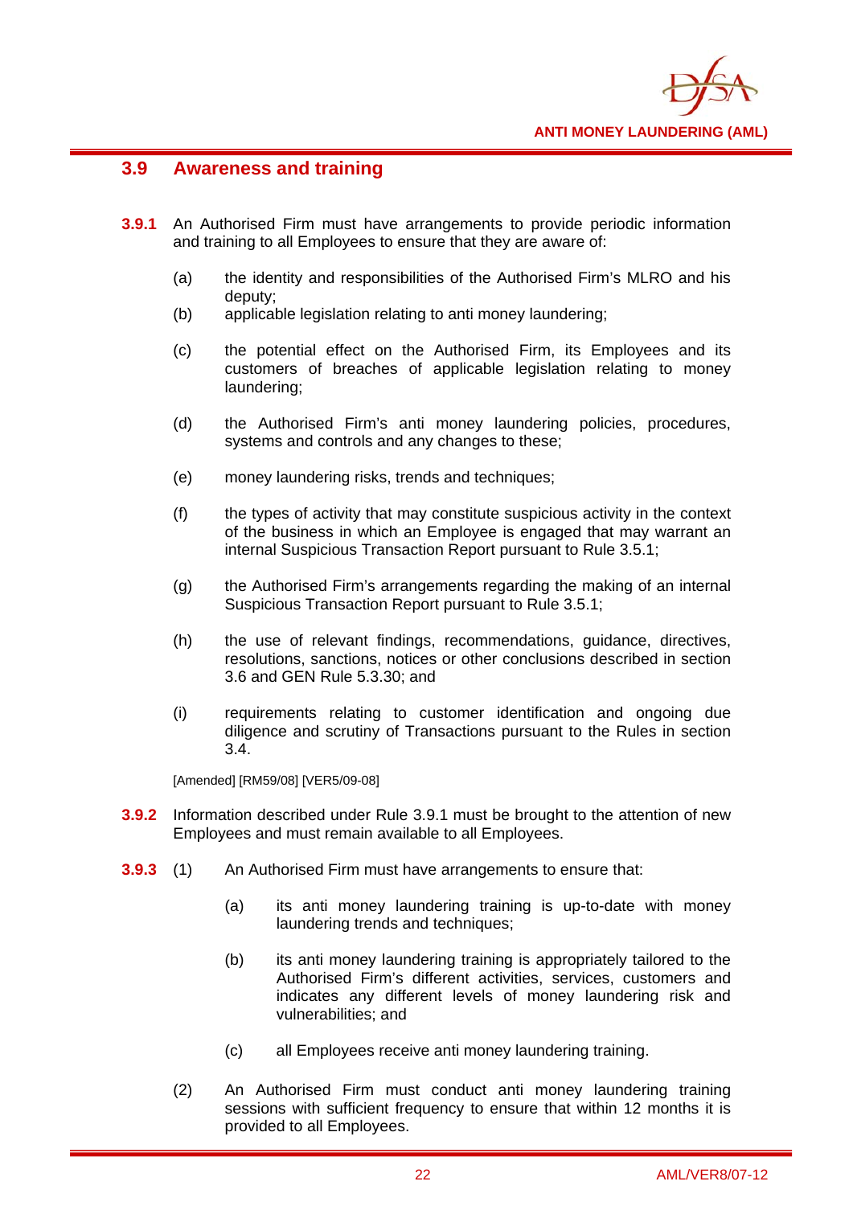## 3.9 Awareness and training

**3.9.1** An Authorised Firm must have arrangements to provide periodic information and training to all Employees to ensure that they are aware of:

(a) the identity and responsibilities of the Authorised Firm's MLRO and his deputy;

(b) applicable legislation relating to anti money laundering;

(c) the potential effect on the Authorised Firm, its Employees and its customers of breaches of applicable legislation relating to money laundering;

(d) the Authorised Firm's anti money laundering policies, procedures, systems and controls and any changes to these;

(e) money laundering risks, trends and techniques;

(f) the types of activity that may constitute suspicious activity in the context of the business in which an Employee is engaged that may warrant an internal Suspicious Transaction Report pursuant to Rule 3.5.1;

(g) the Authorised Firm's arrangements regarding the making of an internal Suspicious Transaction Report pursuant to Rule 3.5.1;

(h) the use of relevant findings, recommendations, guidance, directives, resolutions, sanctions, notices or other conclusions described in section 3.6 and GEN Rule 5.3.30; and

(i) requirements relating to customer identification and ongoing due diligence and scrutiny of Transactions pursuant to the Rules in section 3.4.

[Amended] [RM59/08] [VER5/09-08]

**3.9.2** Information described under Rule 3.9.1 must be brought to the attention of new Employees and must remain available to all Employees.

**3.9.3** (1) An Authorised Firm must have arrangements to ensure that:

(a) its anti money laundering training is up-to-date with money laundering trends and techniques;

(b) its anti money laundering training is appropriately tailored to the Authorised Firm's different activities, services, customers and indicates any different levels of money laundering risk and vulnerabilities; and

(c) all Employees receive anti money laundering training.

(2) An Authorised Firm must conduct anti money laundering training sessions with sufficient frequency to ensure that within 12 months it is provided to all Employees.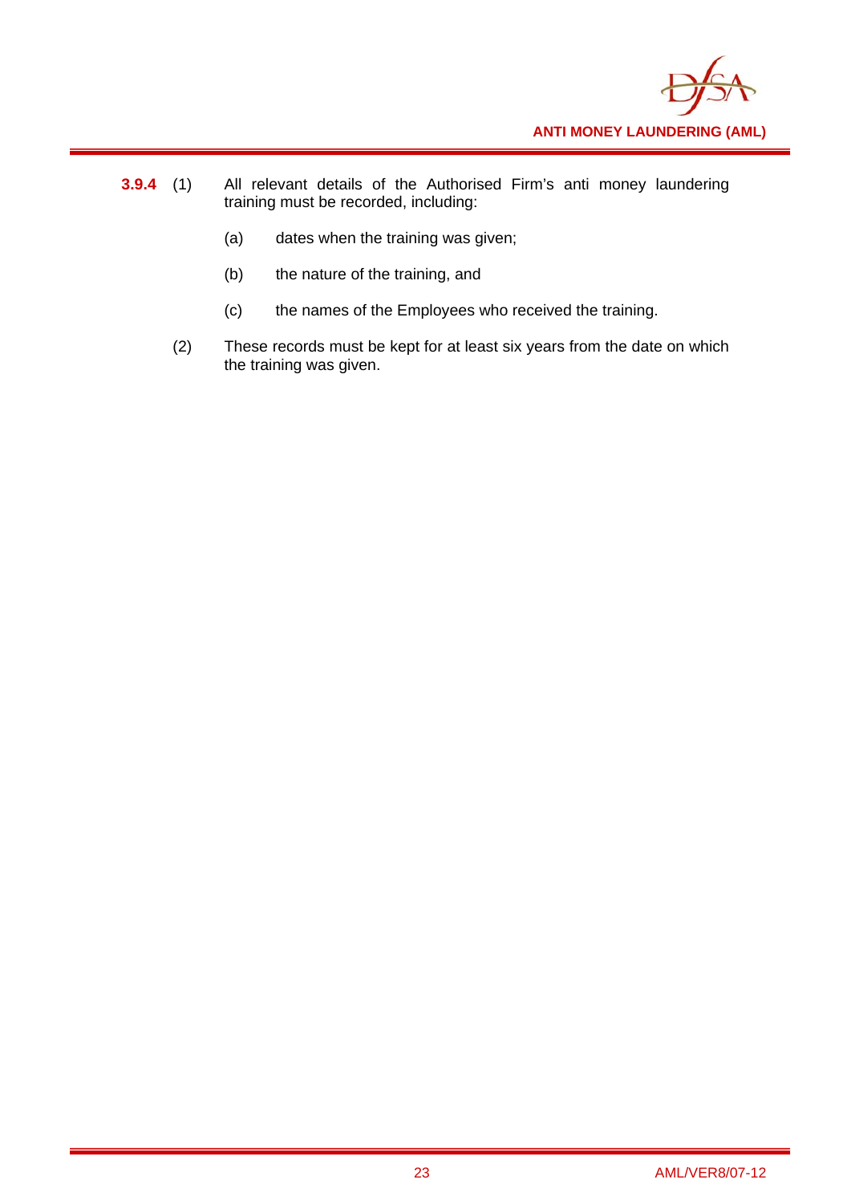**3.9.4** (1) All relevant details of the Authorised Firm's anti money laundering training must be recorded, including:

(a) dates when the training was given;

(b) the nature of the training, and

(c) the names of the Employees who received the training.

(2) These records must be kept for at least six years from the date on which the training was given.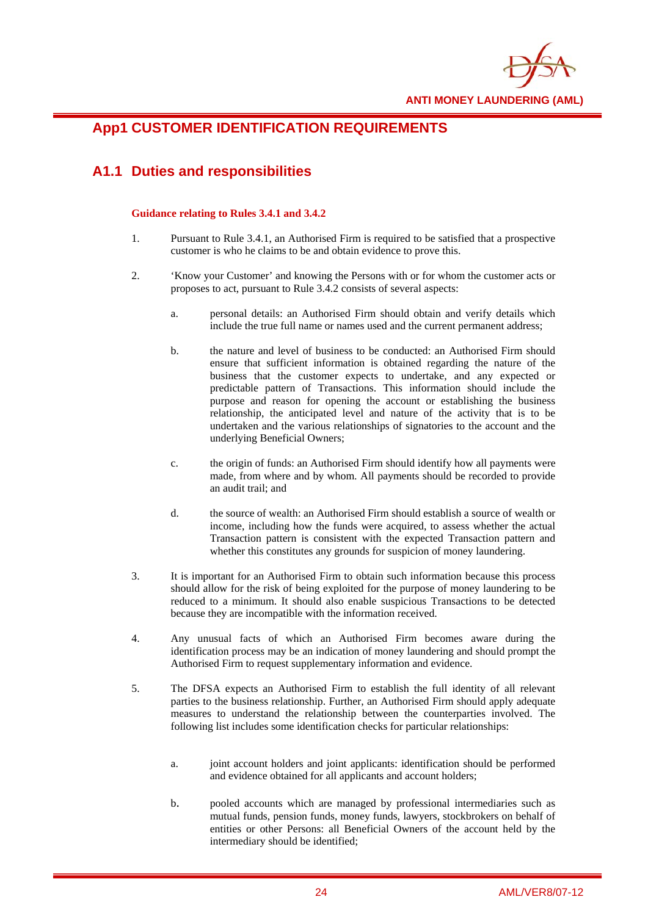# App1 CUSTOMER IDENTIFICATION REQUIREMENTS

## A1.1 Duties and responsibilities

**Guidance relating to Rules 3.4.1 and 3.4.2**

1. Pursuant to Rule 3.4.1, an Authorised Firm is required to be satisfied that a prospective customer is who he claims to be and obtain evidence to prove this.

2. 'Know your Customer' and knowing the Persons with or for whom the customer acts or proposes to act, pursuant to Rule 3.4.2 consists of several aspects:

   a. personal details: an Authorised Firm should obtain and verify details which include the true full name or names used and the current permanent address;

   b. the nature and level of business to be conducted: an Authorised Firm should ensure that sufficient information is obtained regarding the nature of the business that the customer expects to undertake, and any expected or predictable pattern of Transactions. This information should include the purpose and reason for opening the account or establishing the business relationship, the anticipated level and nature of the activity that is to be undertaken and the various relationships of signatories to the account and the underlying Beneficial Owners;

   c. the origin of funds: an Authorised Firm should identify how all payments were made, from where and by whom. All payments should be recorded to provide an audit trail; and

   d. the source of wealth: an Authorised Firm should establish a source of wealth or income, including how the funds were acquired, to assess whether the actual Transaction pattern is consistent with the expected Transaction pattern and whether this constitutes any grounds for suspicion of money laundering.

3. It is important for an Authorised Firm to obtain such information because this process should allow for the risk of being exploited for the purpose of money laundering to be reduced to a minimum. It should also enable suspicious Transactions to be detected because they are incompatible with the information received.

4. Any unusual facts of which an Authorised Firm becomes aware during the identification process may be an indication of money laundering and should prompt the Authorised Firm to request supplementary information and evidence.

5. The DFSA expects an Authorised Firm to establish the full identity of all relevant parties to the business relationship. Further, an Authorised Firm should apply adequate measures to understand the relationship between the counterparties involved. The following list includes some identification checks for particular relationships:

   a. joint account holders and joint applicants: identification should be performed and evidence obtained for all applicants and account holders;

   b. pooled accounts which are managed by professional intermediaries such as mutual funds, pension funds, money funds, lawyers, stockbrokers on behalf of entities or other Persons: all Beneficial Owners of the account held by the intermediary should be identified;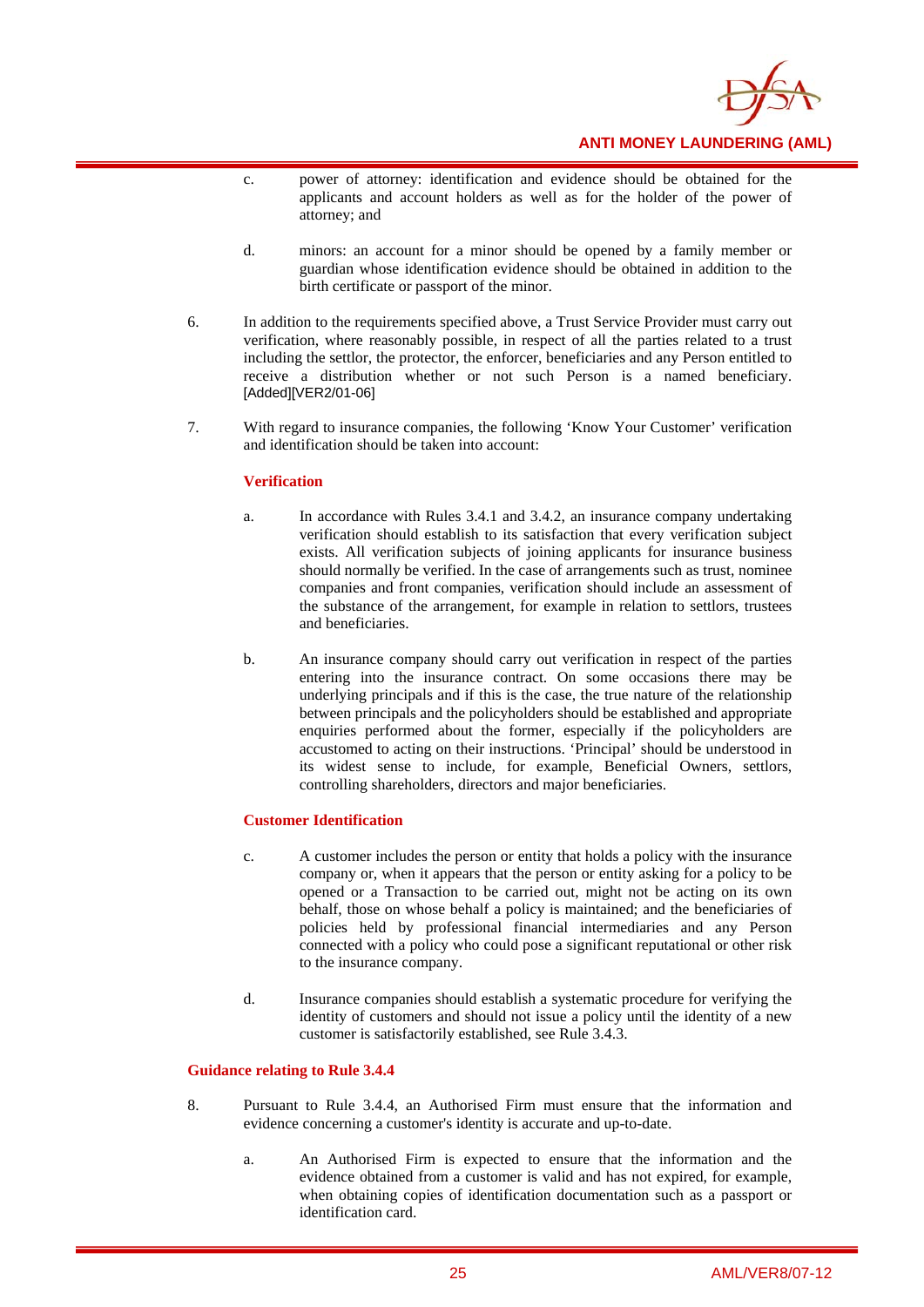c. power of attorney: identification and evidence should be obtained for the applicants and account holders as well as for the holder of the power of attorney; and

d. minors: an account for a minor should be opened by a family member or guardian whose identification evidence should be obtained in addition to the birth certificate or passport of the minor.

6. In addition to the requirements specified above, a Trust Service Provider must carry out verification, where reasonably possible, in respect of all the parties related to a trust including the settlor, the protector, the enforcer, beneficiaries and any Person entitled to receive a distribution whether or not such Person is a named beneficiary. [Added][VER2/01-06]

7. With regard to insurance companies, the following 'Know Your Customer' verification and identification should be taken into account:

**Verification**

a. In accordance with Rules 3.4.1 and 3.4.2, an insurance company undertaking verification should establish to its satisfaction that every verification subject exists. All verification subjects of joining applicants for insurance business should normally be verified. In the case of arrangements such as trust, nominee companies and front companies, verification should include an assessment of the substance of the arrangement, for example in relation to settlors, trustees and beneficiaries.

b. An insurance company should carry out verification in respect of the parties entering into the insurance contract. On some occasions there may be underlying principals and if this is the case, the true nature of the relationship between principals and the policyholders should be established and appropriate enquiries performed about the former, especially if the policyholders are accustomed to acting on their instructions. 'Principal' should be understood in its widest sense to include, for example, Beneficial Owners, settlors, controlling shareholders, directors and major beneficiaries.

**Customer Identification**

c. A customer includes the person or entity that holds a policy with the insurance company or, when it appears that the person or entity asking for a policy to be opened or a Transaction to be carried out, might not be acting on its own behalf, those on whose behalf a policy is maintained; and the beneficiaries of policies held by professional financial intermediaries and any Person connected with a policy who could pose a significant reputational or other risk to the insurance company.

d. Insurance companies should establish a systematic procedure for verifying the identity of customers and should not issue a policy until the identity of a new customer is satisfactorily established, see Rule 3.4.3.

### Guidance relating to Rule 3.4.4

8. Pursuant to Rule 3.4.4, an Authorised Firm must ensure that the information and evidence concerning a customer's identity is accurate and up-to-date.

a. An Authorised Firm is expected to ensure that the information and the evidence obtained from a customer is valid and has not expired, for example, when obtaining copies of identification documentation such as a passport or identification card.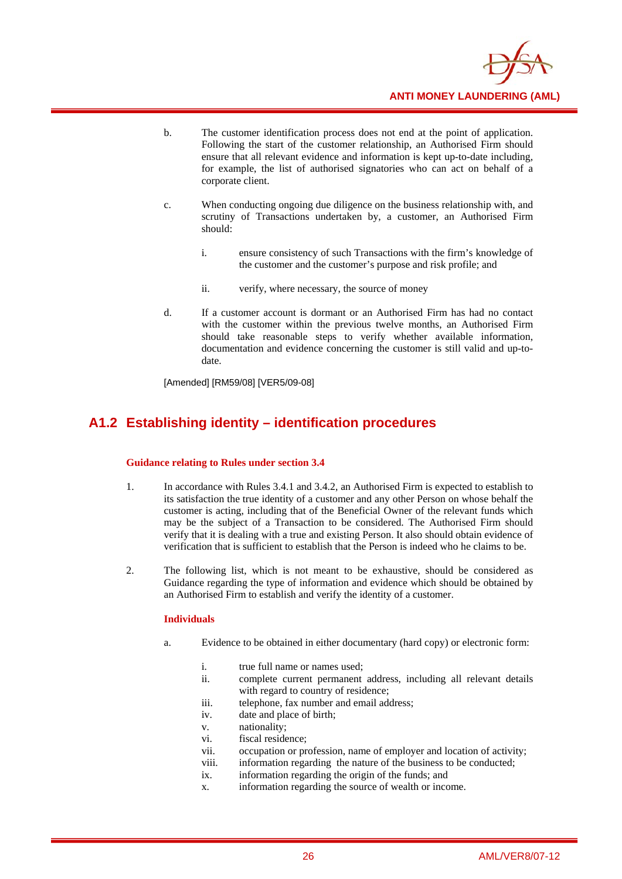b. The customer identification process does not end at the point of application. Following the start of the customer relationship, an Authorised Firm should ensure that all relevant evidence and information is kept up-to-date including, for example, the list of authorised signatories who can act on behalf of a corporate client.

c. When conducting ongoing due diligence on the business relationship with, and scrutiny of Transactions undertaken by, a customer, an Authorised Firm should:

   i. ensure consistency of such Transactions with the firm's knowledge of the customer and the customer's purpose and risk profile; and

   ii. verify, where necessary, the source of money

d. If a customer account is dormant or an Authorised Firm has had no contact with the customer within the previous twelve months, an Authorised Firm should take reasonable steps to verify whether available information, documentation and evidence concerning the customer is still valid and up-to-date.

[Amended] [RM59/08] [VER5/09-08]

## A1.2 Establishing identity – identification procedures

**Guidance relating to Rules under section 3.4**

1. In accordance with Rules 3.4.1 and 3.4.2, an Authorised Firm is expected to establish to its satisfaction the true identity of a customer and any other Person on whose behalf the customer is acting, including that of the Beneficial Owner of the relevant funds which may be the subject of a Transaction to be considered. The Authorised Firm should verify that it is dealing with a true and existing Person. It also should obtain evidence of verification that is sufficient to establish that the Person is indeed who he claims to be.

2. The following list, which is not meant to be exhaustive, should be considered as Guidance regarding the type of information and evidence which should be obtained by an Authorised Firm to establish and verify the identity of a customer.

**Individuals**

a. Evidence to be obtained in either documentary (hard copy) or electronic form:

   i. true full name or names used;
   ii. complete current permanent address, including all relevant details with regard to country of residence;
   iii. telephone, fax number and email address;
   iv. date and place of birth;
   v. nationality;
   vi. fiscal residence;
   vii. occupation or profession, name of employer and location of activity;
   viii. information regarding the nature of the business to be conducted;
   ix. information regarding the origin of the funds; and
   x. information regarding the source of wealth or income.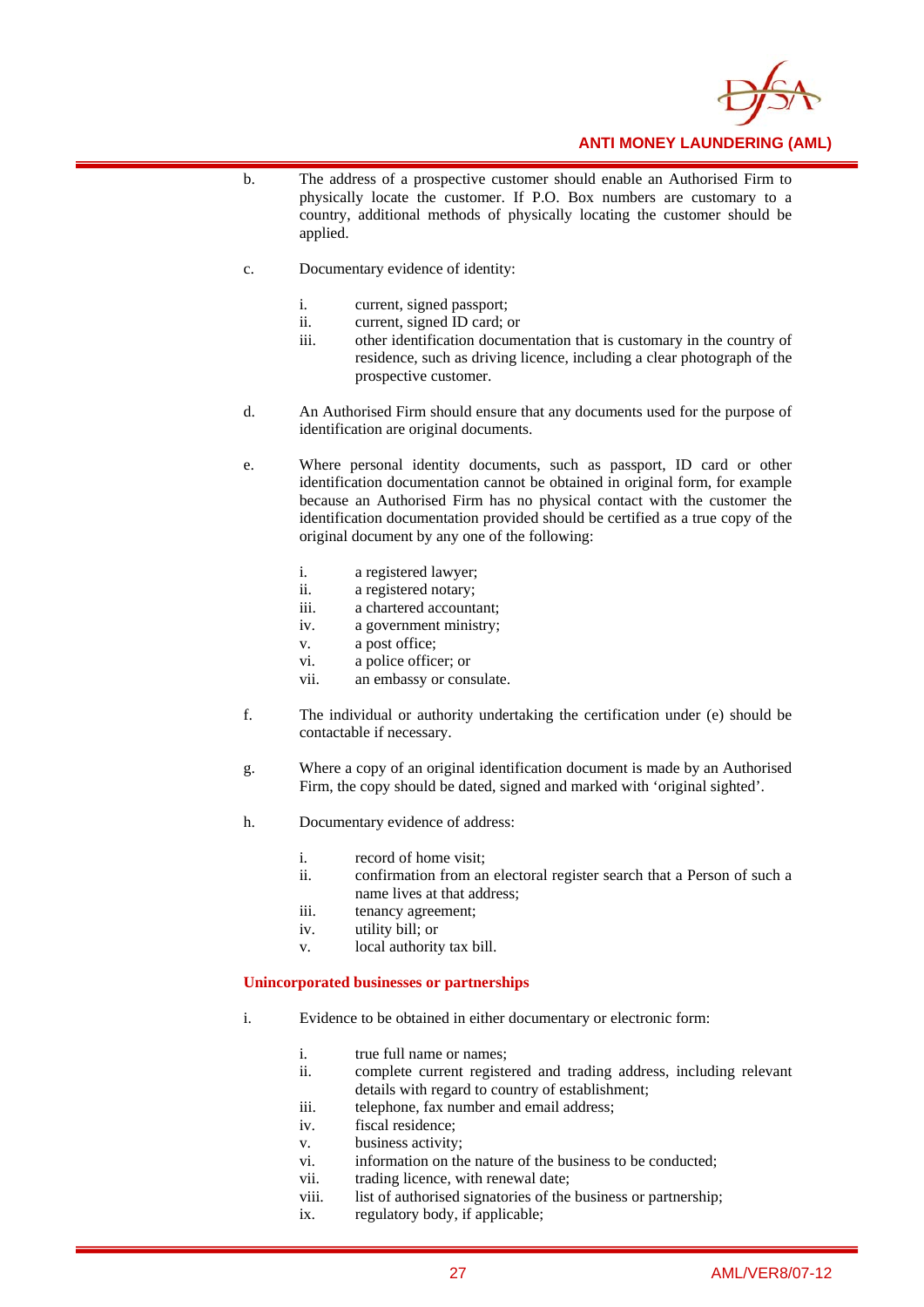b. The address of a prospective customer should enable an Authorised Firm to physically locate the customer. If P.O. Box numbers are customary to a country, additional methods of physically locating the customer should be applied.

c. Documentary evidence of identity:

   i. current, signed passport;
   ii. current, signed ID card; or
   iii. other identification documentation that is customary in the country of residence, such as driving licence, including a clear photograph of the prospective customer.

d. An Authorised Firm should ensure that any documents used for the purpose of identification are original documents.

e. Where personal identity documents, such as passport, ID card or other identification documentation cannot be obtained in original form, for example because an Authorised Firm has no physical contact with the customer the identification documentation provided should be certified as a true copy of the original document by any one of the following:

   i. a registered lawyer;
   ii. a registered notary;
   iii. a chartered accountant;
   iv. a government ministry;
   v. a post office;
   vi. a police officer; or
   vii. an embassy or consulate.

f. The individual or authority undertaking the certification under (e) should be contactable if necessary.

g. Where a copy of an original identification document is made by an Authorised Firm, the copy should be dated, signed and marked with 'original sighted'.

h. Documentary evidence of address:

   i. record of home visit;
   ii. confirmation from an electoral register search that a Person of such a name lives at that address;
   iii. tenancy agreement;
   iv. utility bill; or
   v. local authority tax bill.

### Unincorporated businesses or partnerships

i. Evidence to be obtained in either documentary or electronic form:

   i. true full name or names;
   ii. complete current registered and trading address, including relevant details with regard to country of establishment;
   iii. telephone, fax number and email address;
   iv. fiscal residence;
   v. business activity;
   vi. information on the nature of the business to be conducted;
   vii. trading licence, with renewal date;
   viii. list of authorised signatories of the business or partnership;
   ix. regulatory body, if applicable;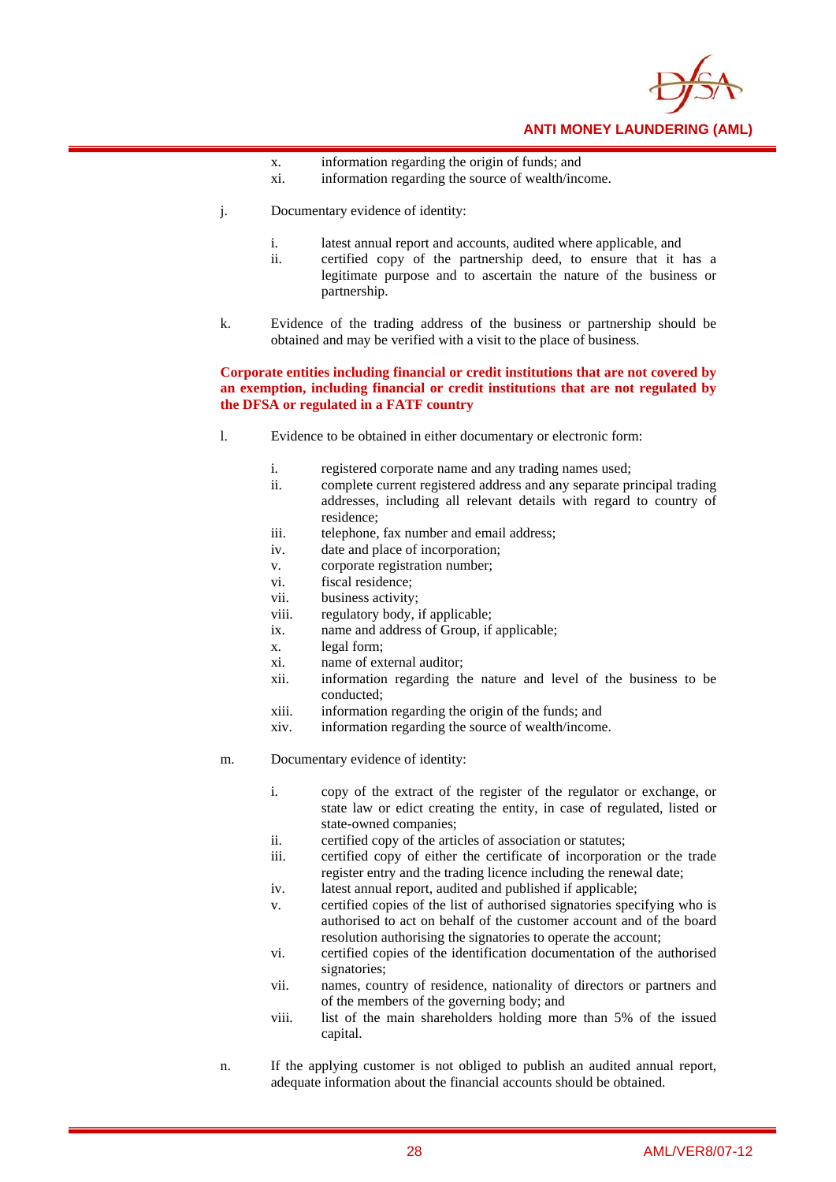x. information regarding the origin of funds; and
xi. information regarding the source of wealth/income.

j. Documentary evidence of identity:

i. latest annual report and accounts, audited where applicable, and
ii. certified copy of the partnership deed, to ensure that it has a legitimate purpose and to ascertain the nature of the business or partnership.

k. Evidence of the trading address of the business or partnership should be obtained and may be verified with a visit to the place of business.

**Corporate entities including financial or credit institutions that are not covered by an exemption, including financial or credit institutions that are not regulated by the DFSA or regulated in a FATF country**

l. Evidence to be obtained in either documentary or electronic form:

i. registered corporate name and any trading names used;
ii. complete current registered address and any separate principal trading addresses, including all relevant details with regard to country of residence;
iii. telephone, fax number and email address;
iv. date and place of incorporation;
v. corporate registration number;
vi. fiscal residence;
vii. business activity;
viii. regulatory body, if applicable;
ix. name and address of Group, if applicable;
x. legal form;
xi. name of external auditor;
xii. information regarding the nature and level of the business to be conducted;
xiii. information regarding the origin of the funds; and
xiv. information regarding the source of wealth/income.

m. Documentary evidence of identity:

i. copy of the extract of the register of the regulator or exchange, or state law or edict creating the entity, in case of regulated, listed or state-owned companies;
ii. certified copy of the articles of association or statutes;
iii. certified copy of either the certificate of incorporation or the trade register entry and the trading licence including the renewal date;
iv. latest annual report, audited and published if applicable;
v. certified copies of the list of authorised signatories specifying who is authorised to act on behalf of the customer account and of the board resolution authorising the signatories to operate the account;
vi. certified copies of the identification documentation of the authorised signatories;
vii. names, country of residence, nationality of directors or partners and of the members of the governing body; and
viii. list of the main shareholders holding more than 5% of the issued capital.

n. If the applying customer is not obliged to publish an audited annual report, adequate information about the financial accounts should be obtained.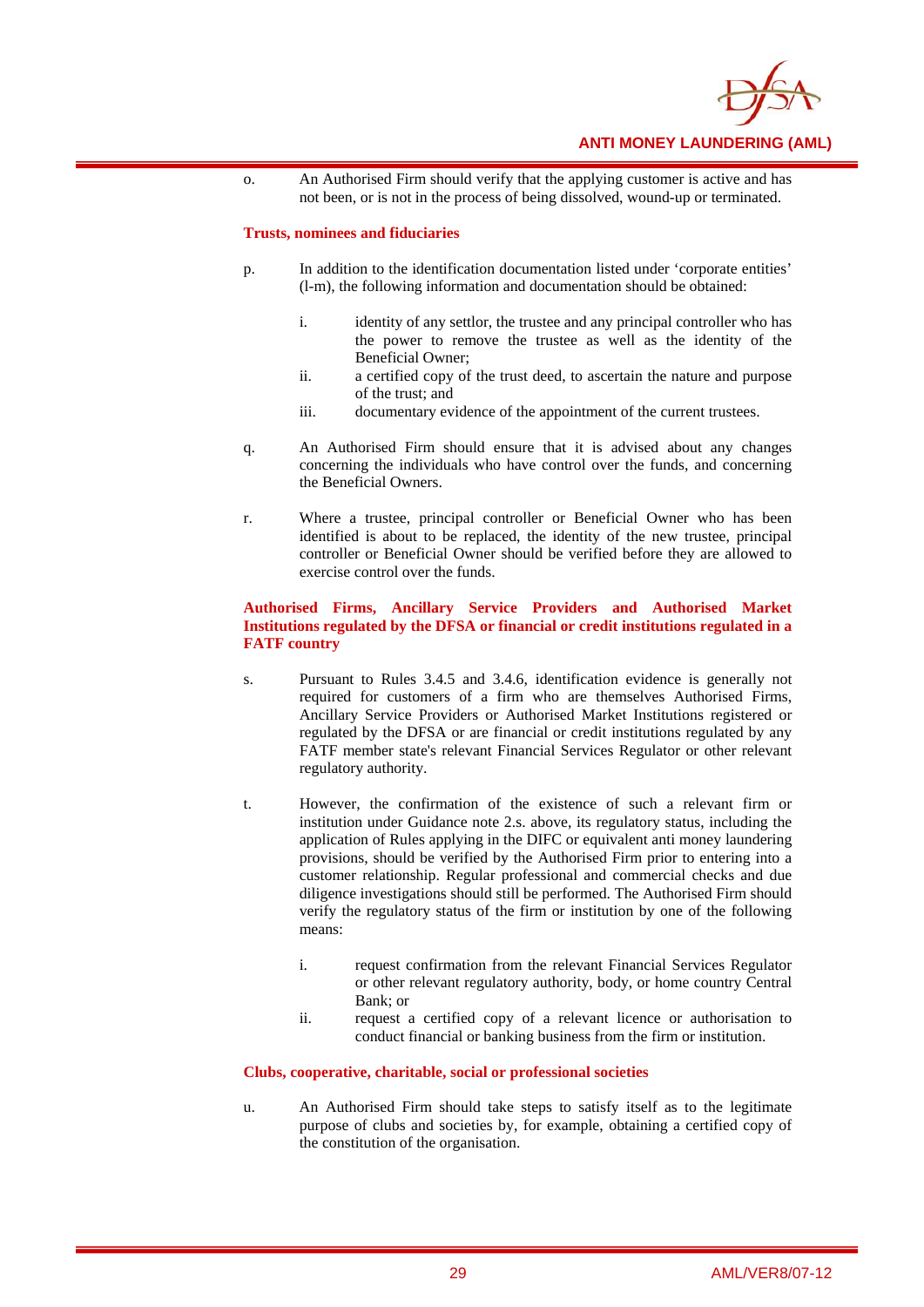o. An Authorised Firm should verify that the applying customer is active and has not been, or is not in the process of being dissolved, wound-up or terminated.

**Trusts, nominees and fiduciaries**

p. In addition to the identification documentation listed under 'corporate entities' (l-m), the following information and documentation should be obtained:

   i. identity of any settlor, the trustee and any principal controller who has the power to remove the trustee as well as the identity of the Beneficial Owner;
   ii. a certified copy of the trust deed, to ascertain the nature and purpose of the trust; and
   iii. documentary evidence of the appointment of the current trustees.

q. An Authorised Firm should ensure that it is advised about any changes concerning the individuals who have control over the funds, and concerning the Beneficial Owners.

r. Where a trustee, principal controller or Beneficial Owner who has been identified is about to be replaced, the identity of the new trustee, principal controller or Beneficial Owner should be verified before they are allowed to exercise control over the funds.

**Authorised Firms, Ancillary Service Providers and Authorised Market Institutions regulated by the DFSA or financial or credit institutions regulated in a FATF country**

s. Pursuant to Rules 3.4.5 and 3.4.6, identification evidence is generally not required for customers of a firm who are themselves Authorised Firms, Ancillary Service Providers or Authorised Market Institutions registered or regulated by the DFSA or are financial or credit institutions regulated by any FATF member state's relevant Financial Services Regulator or other relevant regulatory authority.

t. However, the confirmation of the existence of such a relevant firm or institution under Guidance note 2.s. above, its regulatory status, including the application of Rules applying in the DIFC or equivalent anti money laundering provisions, should be verified by the Authorised Firm prior to entering into a customer relationship. Regular professional and commercial checks and due diligence investigations should still be performed. The Authorised Firm should verify the regulatory status of the firm or institution by one of the following means:

   i. request confirmation from the relevant Financial Services Regulator or other relevant regulatory authority, body, or home country Central Bank; or
   ii. request a certified copy of a relevant licence or authorisation to conduct financial or banking business from the firm or institution.

**Clubs, cooperative, charitable, social or professional societies**

u. An Authorised Firm should take steps to satisfy itself as to the legitimate purpose of clubs and societies by, for example, obtaining a certified copy of the constitution of the organisation.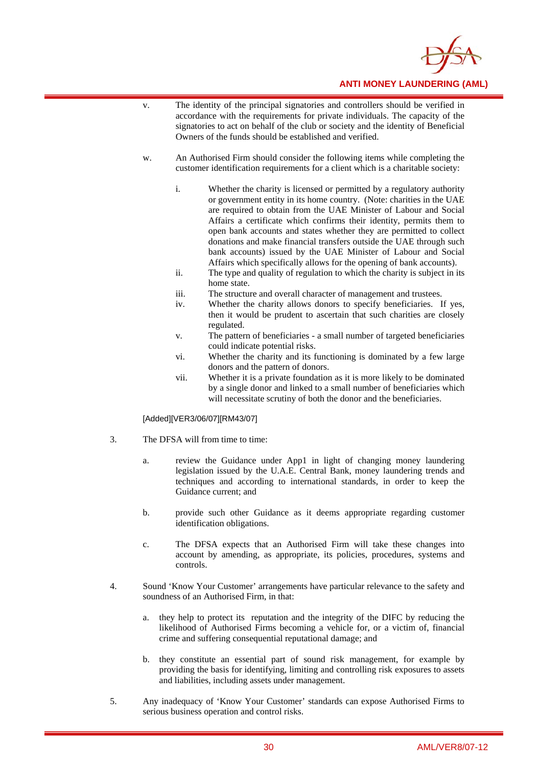v. The identity of the principal signatories and controllers should be verified in accordance with the requirements for private individuals. The capacity of the signatories to act on behalf of the club or society and the identity of Beneficial Owners of the funds should be established and verified.

w. An Authorised Firm should consider the following items while completing the customer identification requirements for a client which is a charitable society:

   i. Whether the charity is licensed or permitted by a regulatory authority or government entity in its home country. (Note: charities in the UAE are required to obtain from the UAE Minister of Labour and Social Affairs a certificate which confirms their identity, permits them to open bank accounts and states whether they are permitted to collect donations and make financial transfers outside the UAE through such bank accounts) issued by the UAE Minister of Labour and Social Affairs which specifically allows for the opening of bank accounts).
   
   ii. The type and quality of regulation to which the charity is subject in its home state.
   
   iii. The structure and overall character of management and trustees.
   
   iv. Whether the charity allows donors to specify beneficiaries. If yes, then it would be prudent to ascertain that such charities are closely regulated.
   
   v. The pattern of beneficiaries - a small number of targeted beneficiaries could indicate potential risks.
   
   vi. Whether the charity and its functioning is dominated by a few large donors and the pattern of donors.
   
   vii. Whether it is a private foundation as it is more likely to be dominated by a single donor and linked to a small number of beneficiaries which will necessitate scrutiny of both the donor and the beneficiaries.

[Added][VER3/06/07][RM43/07]

3. The DFSA will from time to time:

   a. review the Guidance under App1 in light of changing money laundering legislation issued by the U.A.E. Central Bank, money laundering trends and techniques and according to international standards, in order to keep the Guidance current; and

   b. provide such other Guidance as it deems appropriate regarding customer identification obligations.

   c. The DFSA expects that an Authorised Firm will take these changes into account by amending, as appropriate, its policies, procedures, systems and controls.

4. Sound 'Know Your Customer' arrangements have particular relevance to the safety and soundness of an Authorised Firm, in that:

   a. they help to protect its reputation and the integrity of the DIFC by reducing the likelihood of Authorised Firms becoming a vehicle for, or a victim of, financial crime and suffering consequential reputational damage; and

   b. they constitute an essential part of sound risk management, for example by providing the basis for identifying, limiting and controlling risk exposures to assets and liabilities, including assets under management.

5. Any inadequacy of 'Know Your Customer' standards can expose Authorised Firms to serious business operation and control risks.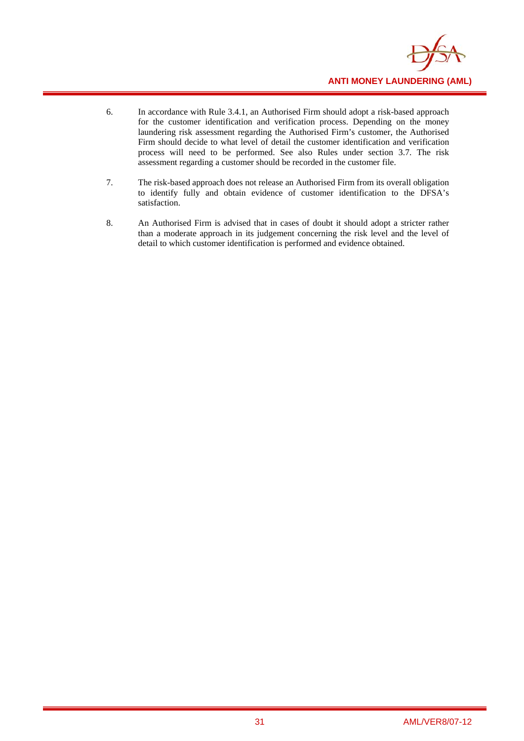6. In accordance with Rule 3.4.1, an Authorised Firm should adopt a risk-based approach for the customer identification and verification process. Depending on the money laundering risk assessment regarding the Authorised Firm's customer, the Authorised Firm should decide to what level of detail the customer identification and verification process will need to be performed. See also Rules under section 3.7. The risk assessment regarding a customer should be recorded in the customer file.

7. The risk-based approach does not release an Authorised Firm from its overall obligation to identify fully and obtain evidence of customer identification to the DFSA's satisfaction.

8. An Authorised Firm is advised that in cases of doubt it should adopt a stricter rather than a moderate approach in its judgement concerning the risk level and the level of detail to which customer identification is performed and evidence obtained.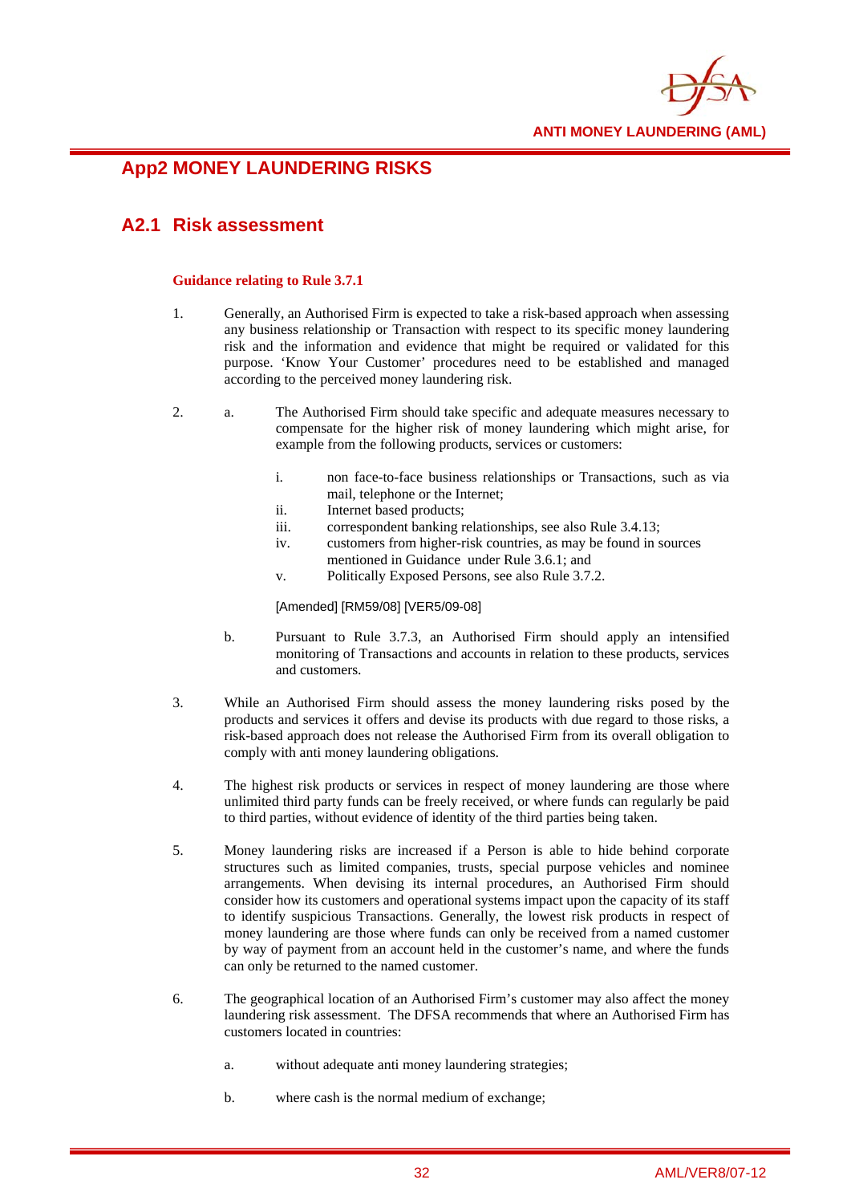## App2 MONEY LAUNDERING RISKS

### A2.1 Risk assessment

**Guidance relating to Rule 3.7.1**

1. Generally, an Authorised Firm is expected to take a risk-based approach when assessing any business relationship or Transaction with respect to its specific money laundering risk and the information and evidence that might be required or validated for this purpose. 'Know Your Customer' procedures need to be established and managed according to the perceived money laundering risk.

2. a. The Authorised Firm should take specific and adequate measures necessary to compensate for the higher risk of money laundering which might arise, for example from the following products, services or customers:

   i. non face-to-face business relationships or Transactions, such as via mail, telephone or the Internet;
   ii. Internet based products;
   iii. correspondent banking relationships, see also Rule 3.4.13;
   iv. customers from higher-risk countries, as may be found in sources mentioned in Guidance under Rule 3.6.1; and
   v. Politically Exposed Persons, see also Rule 3.7.2.

   [Amended] [RM59/08] [VER5/09-08]

   b. Pursuant to Rule 3.7.3, an Authorised Firm should apply an intensified monitoring of Transactions and accounts in relation to these products, services and customers.

3. While an Authorised Firm should assess the money laundering risks posed by the products and services it offers and devise its products with due regard to those risks, a risk-based approach does not release the Authorised Firm from its overall obligation to comply with anti money laundering obligations.

4. The highest risk products or services in respect of money laundering are those where unlimited third party funds can be freely received, or where funds can regularly be paid to third parties, without evidence of identity of the third parties being taken.

5. Money laundering risks are increased if a Person is able to hide behind corporate structures such as limited companies, trusts, special purpose vehicles and nominee arrangements. When devising its internal procedures, an Authorised Firm should consider how its customers and operational systems impact upon the capacity of its staff to identify suspicious Transactions. Generally, the lowest risk products in respect of money laundering are those where funds can only be received from a named customer by way of payment from an account held in the customer's name, and where the funds can only be returned to the named customer.

6. The geographical location of an Authorised Firm's customer may also affect the money laundering risk assessment. The DFSA recommends that where an Authorised Firm has customers located in countries:

   a. without adequate anti money laundering strategies;

   b. where cash is the normal medium of exchange;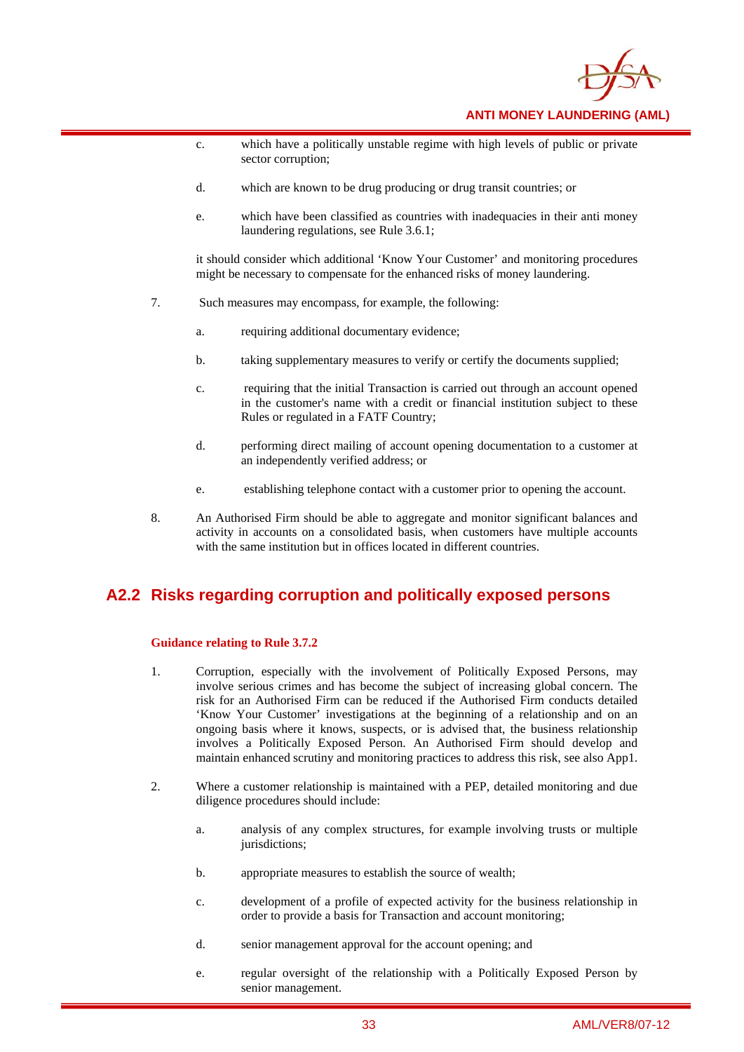c. which have a politically unstable regime with high levels of public or private sector corruption;

d. which are known to be drug producing or drug transit countries; or

e. which have been classified as countries with inadequacies in their anti money laundering regulations, see Rule 3.6.1;

it should consider which additional 'Know Your Customer' and monitoring procedures might be necessary to compensate for the enhanced risks of money laundering.

7. Such measures may encompass, for example, the following:

   a. requiring additional documentary evidence;

   b. taking supplementary measures to verify or certify the documents supplied;

   c. requiring that the initial Transaction is carried out through an account opened in the customer's name with a credit or financial institution subject to these Rules or regulated in a FATF Country;

   d. performing direct mailing of account opening documentation to a customer at an independently verified address; or

   e. establishing telephone contact with a customer prior to opening the account.

8. An Authorised Firm should be able to aggregate and monitor significant balances and activity in accounts on a consolidated basis, when customers have multiple accounts with the same institution but in offices located in different countries.

## A2.2 Risks regarding corruption and politically exposed persons

**Guidance relating to Rule 3.7.2**

1. Corruption, especially with the involvement of Politically Exposed Persons, may involve serious crimes and has become the subject of increasing global concern. The risk for an Authorised Firm can be reduced if the Authorised Firm conducts detailed 'Know Your Customer' investigations at the beginning of a relationship and on an ongoing basis where it knows, suspects, or is advised that, the business relationship involves a Politically Exposed Person. An Authorised Firm should develop and maintain enhanced scrutiny and monitoring practices to address this risk, see also App1.

2. Where a customer relationship is maintained with a PEP, detailed monitoring and due diligence procedures should include:

   a. analysis of any complex structures, for example involving trusts or multiple jurisdictions;

   b. appropriate measures to establish the source of wealth;

   c. development of a profile of expected activity for the business relationship in order to provide a basis for Transaction and account monitoring;

   d. senior management approval for the account opening; and

   e. regular oversight of the relationship with a Politically Exposed Person by senior management.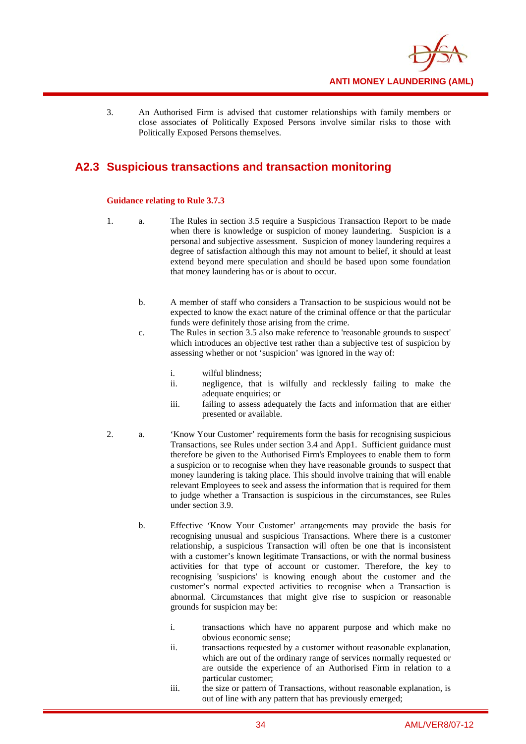3. An Authorised Firm is advised that customer relationships with family members or close associates of Politically Exposed Persons involve similar risks to those with Politically Exposed Persons themselves.

## A2.3 Suspicious transactions and transaction monitoring

**Guidance relating to Rule 3.7.3**

1. a. The Rules in section 3.5 require a Suspicious Transaction Report to be made when there is knowledge or suspicion of money laundering. Suspicion is a personal and subjective assessment. Suspicion of money laundering requires a degree of satisfaction although this may not amount to belief, it should at least extend beyond mere speculation and should be based upon some foundation that money laundering has or is about to occur.

   b. A member of staff who considers a Transaction to be suspicious would not be expected to know the exact nature of the criminal offence or that the particular funds were definitely those arising from the crime.

   c. The Rules in section 3.5 also make reference to 'reasonable grounds to suspect' which introduces an objective test rather than a subjective test of suspicion by assessing whether or not 'suspicion' was ignored in the way of:

      i. wilful blindness;
      ii. negligence, that is wilfully and recklessly failing to make the adequate enquiries; or
      iii. failing to assess adequately the facts and information that are either presented or available.

2. a. 'Know Your Customer' requirements form the basis for recognising suspicious Transactions, see Rules under section 3.4 and App1. Sufficient guidance must therefore be given to the Authorised Firm's Employees to enable them to form a suspicion or to recognise when they have reasonable grounds to suspect that money laundering is taking place. This should involve training that will enable relevant Employees to seek and assess the information that is required for them to judge whether a Transaction is suspicious in the circumstances, see Rules under section 3.9.

   b. Effective 'Know Your Customer' arrangements may provide the basis for recognising unusual and suspicious Transactions. Where there is a customer relationship, a suspicious Transaction will often be one that is inconsistent with a customer's known legitimate Transactions, or with the normal business activities for that type of account or customer. Therefore, the key to recognising 'suspicions' is knowing enough about the customer and the customer's normal expected activities to recognise when a Transaction is abnormal. Circumstances that might give rise to suspicion or reasonable grounds for suspicion may be:

      i. transactions which have no apparent purpose and which make no obvious economic sense;
      ii. transactions requested by a customer without reasonable explanation, which are out of the ordinary range of services normally requested or are outside the experience of an Authorised Firm in relation to a particular customer;
      iii. the size or pattern of Transactions, without reasonable explanation, is out of line with any pattern that has previously emerged;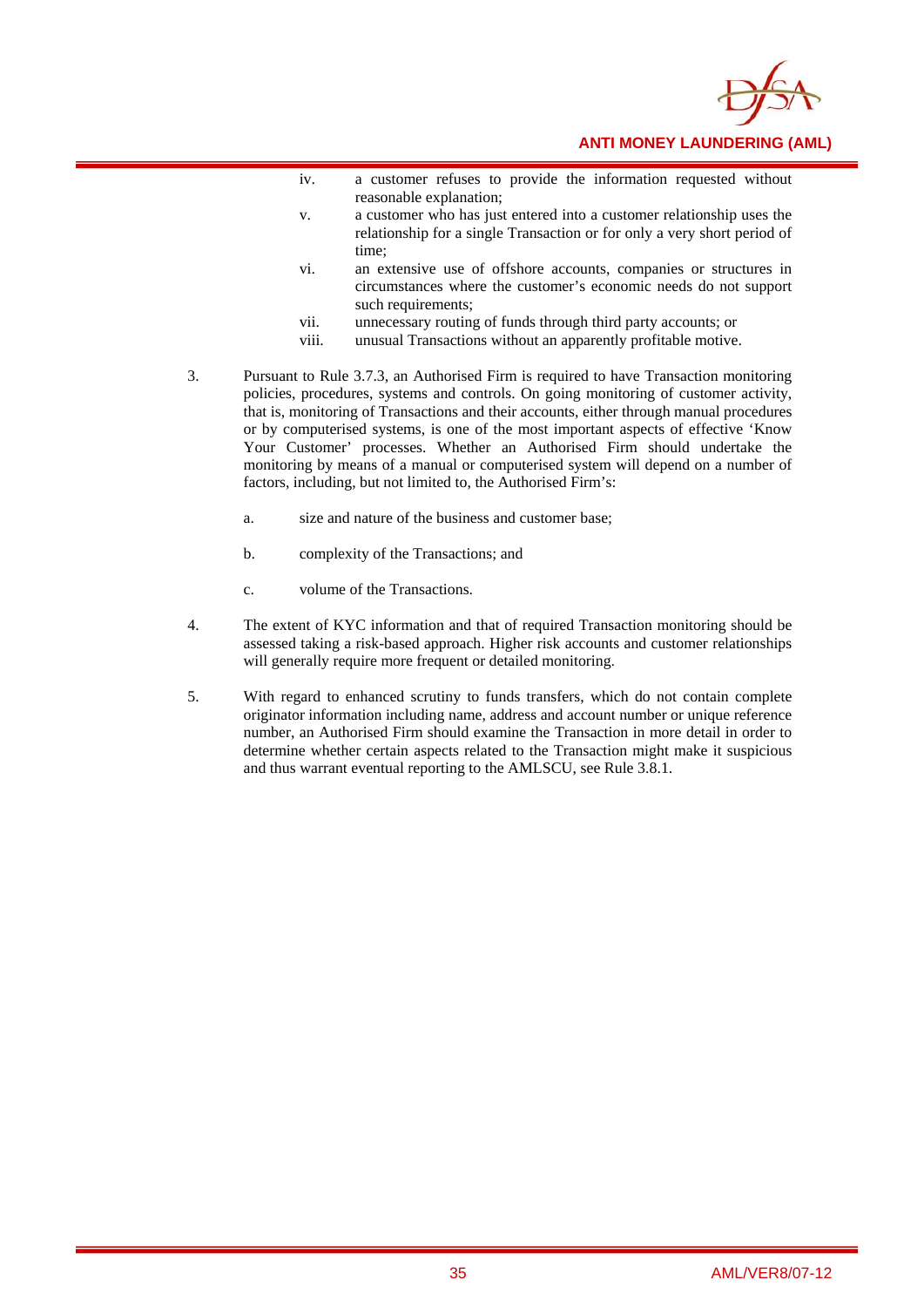iv. a customer refuses to provide the information requested without reasonable explanation;

v. a customer who has just entered into a customer relationship uses the relationship for a single Transaction or for only a very short period of time;

vi. an extensive use of offshore accounts, companies or structures in circumstances where the customer's economic needs do not support such requirements;

vii. unnecessary routing of funds through third party accounts; or

viii. unusual Transactions without an apparently profitable motive.

3. Pursuant to Rule 3.7.3, an Authorised Firm is required to have Transaction monitoring policies, procedures, systems and controls. On going monitoring of customer activity, that is, monitoring of Transactions and their accounts, either through manual procedures or by computerised systems, is one of the most important aspects of effective 'Know Your Customer' processes. Whether an Authorised Firm should undertake the monitoring by means of a manual or computerised system will depend on a number of factors, including, but not limited to, the Authorised Firm's:

   a. size and nature of the business and customer base;

   b. complexity of the Transactions; and

   c. volume of the Transactions.

4. The extent of KYC information and that of required Transaction monitoring should be assessed taking a risk-based approach. Higher risk accounts and customer relationships will generally require more frequent or detailed monitoring.

5. With regard to enhanced scrutiny to funds transfers, which do not contain complete originator information including name, address and account number or unique reference number, an Authorised Firm should examine the Transaction in more detail in order to determine whether certain aspects related to the Transaction might make it suspicious and thus warrant eventual reporting to the AMLSCU, see Rule 3.8.1.